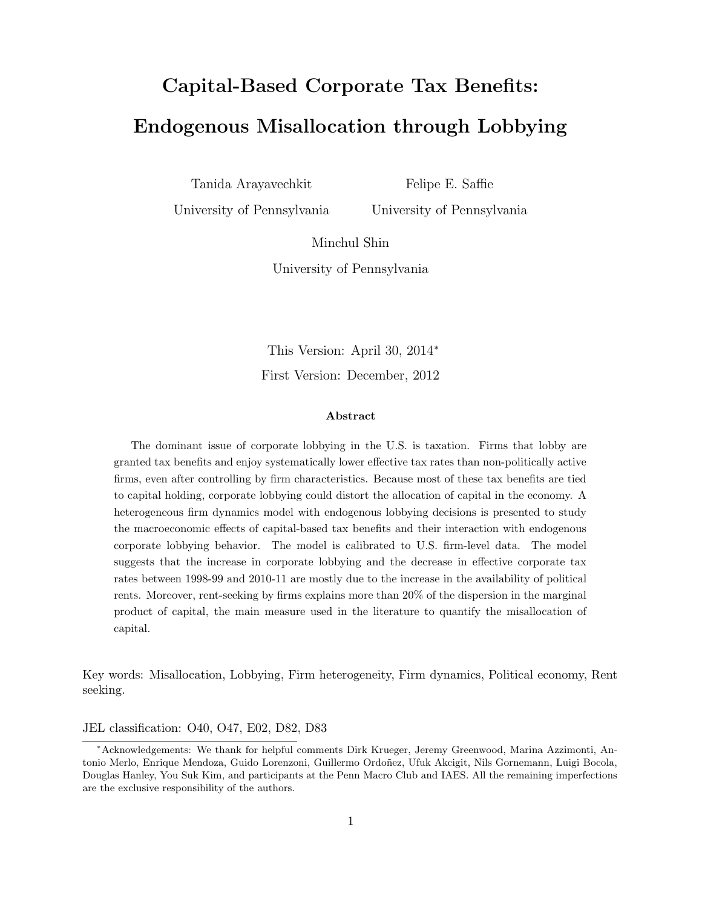# Capital-Based Corporate Tax Benefits: Endogenous Misallocation through Lobbying

Tanida Arayavechkit
University of Pennsylvania

Felipe E. Saffie
University of Pennsylvania

Minchul Shin
University of Pennsylvania

This Version: April 30, 2014*

First Version: December, 2012

### Abstract

The dominant issue of corporate lobbying in the U.S. is taxation. Firms that lobby are granted tax benefits and enjoy systematically lower effective tax rates than non-politically active firms, even after controlling by firm characteristics. Because most of these tax benefits are tied to capital holding, corporate lobbying could distort the allocation of capital in the economy. A heterogeneous firm dynamics model with endogenous lobbying decisions is presented to study the macroeconomic effects of capital-based tax benefits and their interaction with endogenous corporate lobbying behavior. The model is calibrated to U.S. firm-level data. The model suggests that the increase in corporate lobbying and the decrease in effective corporate tax rates between 1998-99 and 2010-11 are mostly due to the increase in the availability of political rents. Moreover, rent-seeking by firms explains more than 20% of the dispersion in the marginal product of capital, the main measure used in the literature to quantify the misallocation of capital.

Key words: Misallocation, Lobbying, Firm heterogeneity, Firm dynamics, Political economy, Rent seeking.

JEL classification: O40, O47, E02, D82, D83

*Acknowledgements: We thank for helpful comments Dirk Krueger, Jeremy Greenwood, Marina Azzimonti, Antonio Merlo, Enrique Mendoza, Guido Lorenzoni, Guillermo Ordoñez, Ufuk Akcigit, Nils Gornemann, Luigi Bocola, Douglas Hanley, You Suk Kim, and participants at the Penn Macro Club and IAES. All the remaining imperfections are the exclusive responsibility of the authors.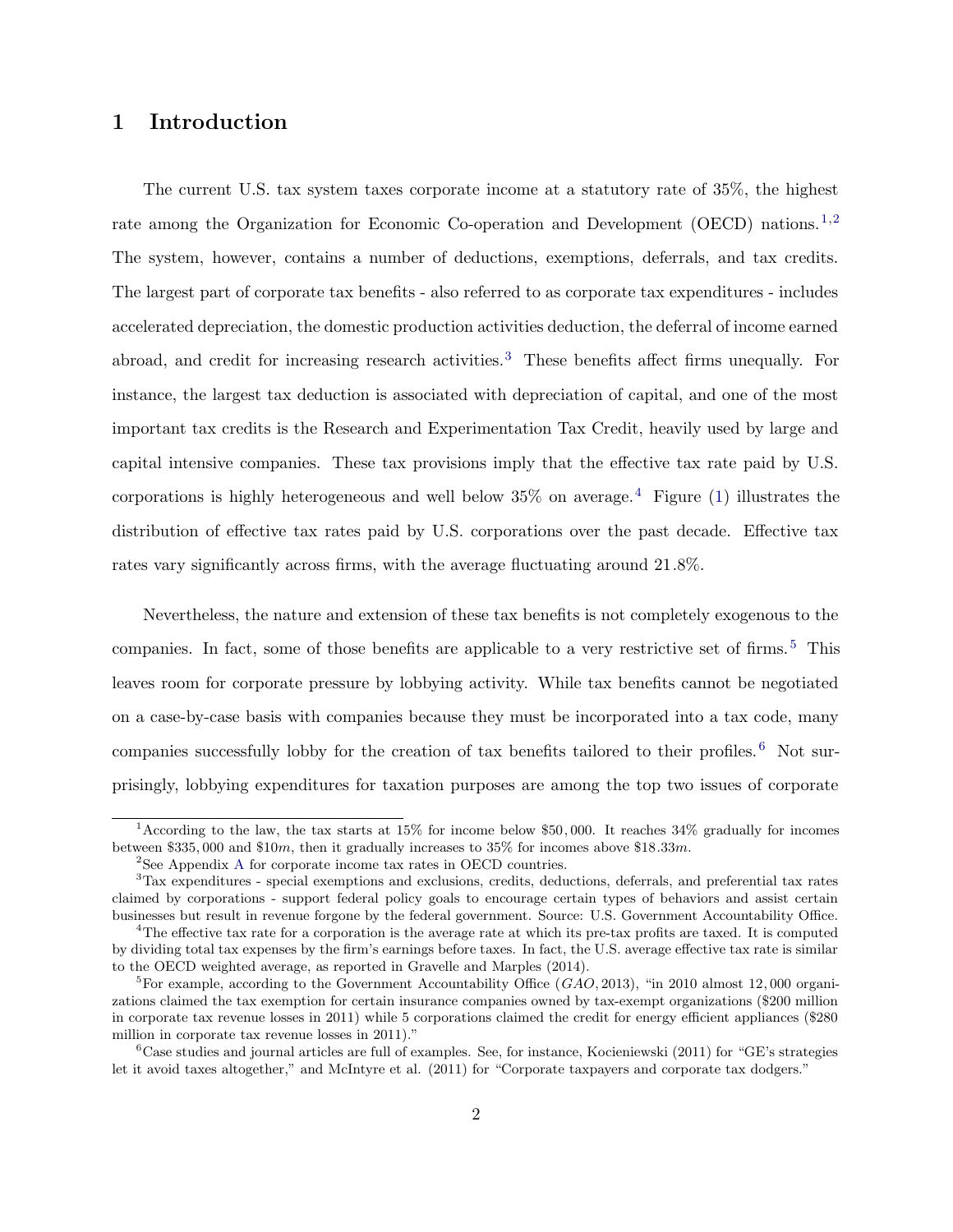# 1 Introduction

The current U.S. tax system taxes corporate income at a statutory rate of 35%, the highest rate among the Organization for Economic Co-operation and Development (OECD) nations.[1,2] The system, however, contains a number of deductions, exemptions, deferrals, and tax credits. The largest part of corporate tax benefits - also referred to as corporate tax expenditures - includes accelerated depreciation, the domestic production activities deduction, the deferral of income earned abroad, and credit for increasing research activities.[3] These benefits affect firms unequally. For instance, the largest tax deduction is associated with depreciation of capital, and one of the most important tax credits is the Research and Experimentation Tax Credit, heavily used by large and capital intensive companies. These tax provisions imply that the effective tax rate paid by U.S. corporations is highly heterogeneous and well below 35% on average.[4] Figure (1) illustrates the distribution of effective tax rates paid by U.S. corporations over the past decade. Effective tax rates vary significantly across firms, with the average fluctuating around 21.8%.

Nevertheless, the nature and extension of these tax benefits is not completely exogenous to the companies. In fact, some of those benefits are applicable to a very restrictive set of firms.[5] This leaves room for corporate pressure by lobbying activity. While tax benefits cannot be negotiated on a case-by-case basis with companies because they must be incorporated into a tax code, many companies successfully lobby for the creation of tax benefits tailored to their profiles.[6] Not surprisingly, lobbying expenditures for taxation purposes are among the top two issues of corporate

---

[1] According to the law, the tax starts at 15% for income below $50,000. It reaches 34% gradually for incomes between $335,000 and $10m, then it gradually increases to 35% for incomes above $18.33m.

[2] See Appendix A for corporate income tax rates in OECD countries.

[3] Tax expenditures - special exemptions and exclusions, credits, deductions, deferrals, and preferential tax rates claimed by corporations - support federal policy goals to encourage certain types of behaviors and assist certain businesses but result in revenue forgone by the federal government. Source: U.S. Government Accountability Office.

[4] The effective tax rate for a corporation is the average rate at which its pre-tax profits are taxed. It is computed by dividing total tax expenses by the firm's earnings before taxes. In fact, the U.S. average effective tax rate is similar to the OECD weighted average, as reported in Gravelle and Marples (2014).

[5] For example, according to the Government Accountability Office (*GAO*, 2013), "in 2010 almost 12,000 organizations claimed the tax exemption for certain insurance companies owned by tax-exempt organizations ($200 million in corporate tax revenue losses in 2011) while 5 corporations claimed the credit for energy efficient appliances ($280 million in corporate tax revenue losses in 2011)."

[6] Case studies and journal articles are full of examples. See, for instance, Kocieniewski (2011) for "GE's strategies let it avoid taxes altogether," and McIntyre et al. (2011) for "Corporate taxpayers and corporate tax dodgers."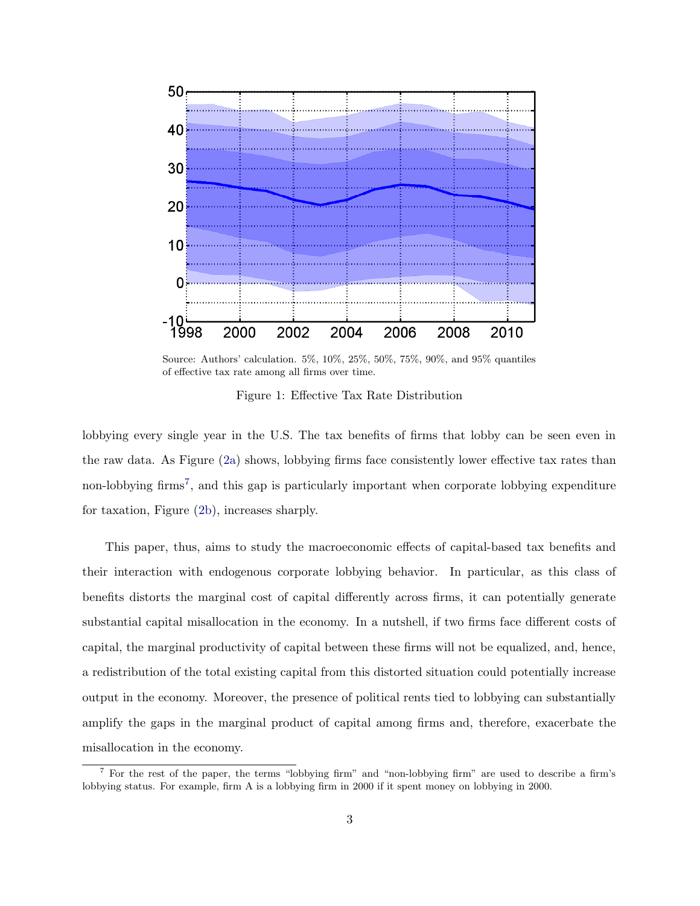Source: Authors' calculation. 5%, 10%, 25%, 50%, 75%, 90%, and 95% quantiles of effective tax rate among all firms over time.

Figure 1: Effective Tax Rate Distribution

lobbying every single year in the U.S. The tax benefits of firms that lobby can be seen even in the raw data. As Figure (2a) shows, lobbying firms face consistently lower effective tax rates than non-lobbying firms[7], and this gap is particularly important when corporate lobbying expenditure for taxation, Figure (2b), increases sharply.

This paper, thus, aims to study the macroeconomic effects of capital-based tax benefits and their interaction with endogenous corporate lobbying behavior. In particular, as this class of benefits distorts the marginal cost of capital differently across firms, it can potentially generate substantial capital misallocation in the economy. In a nutshell, if two firms face different costs of capital, the marginal productivity of capital between these firms will not be equalized, and, hence, a redistribution of the total existing capital from this distorted situation could potentially increase output in the economy. Moreover, the presence of political rents tied to lobbying can substantially amplify the gaps in the marginal product of capital among firms and, therefore, exacerbate the misallocation in the economy.

[7] For the rest of the paper, the terms "lobbying firm" and "non-lobbying firm" are used to describe a firm's lobbying status. For example, firm A is a lobbying firm in 2000 if it spent money on lobbying in 2000.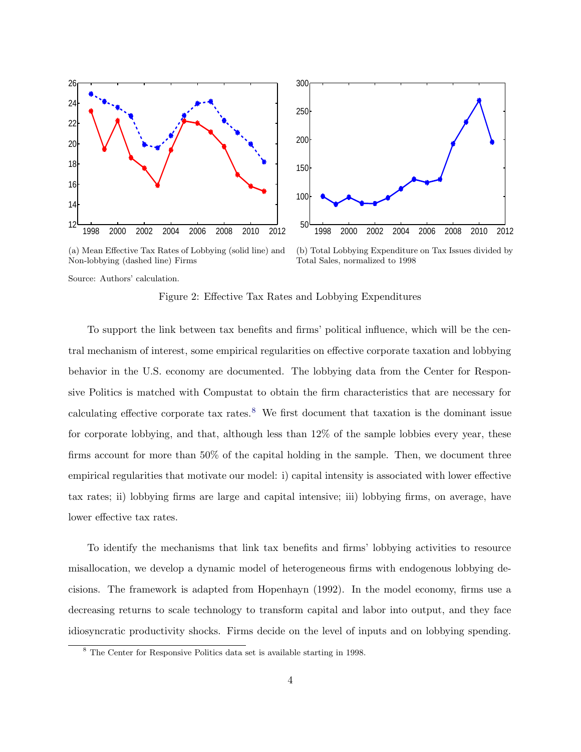(a) Mean Effective Tax Rates of Lobbying (solid line) and Non-lobbying (dashed line) Firms

(b) Total Lobbying Expenditure on Tax Issues divided by Total Sales, normalized to 1998

Source: Authors' calculation.

Figure 2: Effective Tax Rates and Lobbying Expenditures

To support the link between tax benefits and firms' political influence, which will be the central mechanism of interest, some empirical regularities on effective corporate taxation and lobbying behavior in the U.S. economy are documented. The lobbying data from the Center for Responsive Politics is matched with Compustat to obtain the firm characteristics that are necessary for calculating effective corporate tax rates.[8] We first document that taxation is the dominant issue for corporate lobbying, and that, although less than 12% of the sample lobbies every year, these firms account for more than 50% of the capital holding in the sample. Then, we document three empirical regularities that motivate our model: i) capital intensity is associated with lower effective tax rates; ii) lobbying firms are large and capital intensive; iii) lobbying firms, on average, have lower effective tax rates.

To identify the mechanisms that link tax benefits and firms' lobbying activities to resource misallocation, we develop a dynamic model of heterogeneous firms with endogenous lobbying decisions. The framework is adapted from Hopenhayn (1992). In the model economy, firms use a decreasing returns to scale technology to transform capital and labor into output, and they face idiosyncratic productivity shocks. Firms decide on the level of inputs and on lobbying spending.

[8] The Center for Responsive Politics data set is available starting in 1998.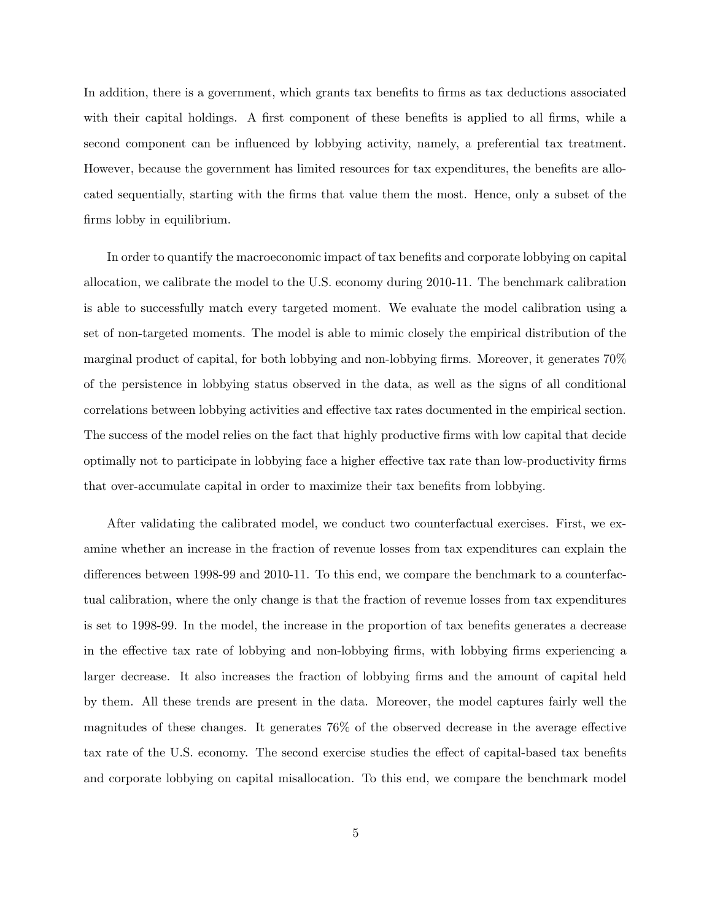In addition, there is a government, which grants tax benefits to firms as tax deductions associated with their capital holdings. A first component of these benefits is applied to all firms, while a second component can be influenced by lobbying activity, namely, a preferential tax treatment. However, because the government has limited resources for tax expenditures, the benefits are allocated sequentially, starting with the firms that value them the most. Hence, only a subset of the firms lobby in equilibrium.

In order to quantify the macroeconomic impact of tax benefits and corporate lobbying on capital allocation, we calibrate the model to the U.S. economy during 2010-11. The benchmark calibration is able to successfully match every targeted moment. We evaluate the model calibration using a set of non-targeted moments. The model is able to mimic closely the empirical distribution of the marginal product of capital, for both lobbying and non-lobbying firms. Moreover, it generates 70% of the persistence in lobbying status observed in the data, as well as the signs of all conditional correlations between lobbying activities and effective tax rates documented in the empirical section. The success of the model relies on the fact that highly productive firms with low capital that decide optimally not to participate in lobbying face a higher effective tax rate than low-productivity firms that over-accumulate capital in order to maximize their tax benefits from lobbying.

After validating the calibrated model, we conduct two counterfactual exercises. First, we examine whether an increase in the fraction of revenue losses from tax expenditures can explain the differences between 1998-99 and 2010-11. To this end, we compare the benchmark to a counterfactual calibration, where the only change is that the fraction of revenue losses from tax expenditures is set to 1998-99. In the model, the increase in the proportion of tax benefits generates a decrease in the effective tax rate of lobbying and non-lobbying firms, with lobbying firms experiencing a larger decrease. It also increases the fraction of lobbying firms and the amount of capital held by them. All these trends are present in the data. Moreover, the model captures fairly well the magnitudes of these changes. It generates 76% of the observed decrease in the average effective tax rate of the U.S. economy. The second exercise studies the effect of capital-based tax benefits and corporate lobbying on capital misallocation. To this end, we compare the benchmark model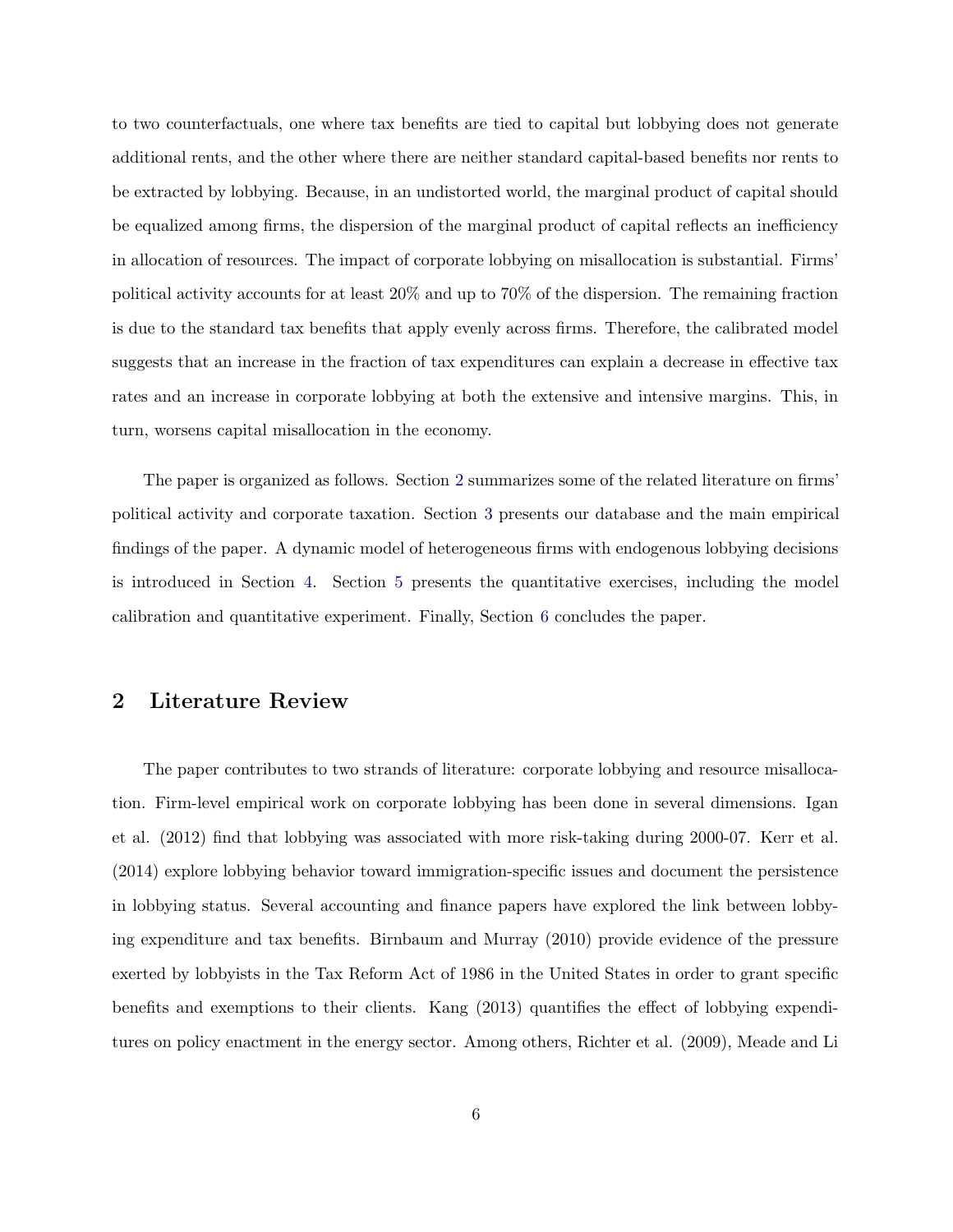to two counterfactuals, one where tax benefits are tied to capital but lobbying does not generate additional rents, and the other where there are neither standard capital-based benefits nor rents to be extracted by lobbying. Because, in an undistorted world, the marginal product of capital should be equalized among firms, the dispersion of the marginal product of capital reflects an inefficiency in allocation of resources. The impact of corporate lobbying on misallocation is substantial. Firms' political activity accounts for at least 20% and up to 70% of the dispersion. The remaining fraction is due to the standard tax benefits that apply evenly across firms. Therefore, the calibrated model suggests that an increase in the fraction of tax expenditures can explain a decrease in effective tax rates and an increase in corporate lobbying at both the extensive and intensive margins. This, in turn, worsens capital misallocation in the economy.

The paper is organized as follows. Section 2 summarizes some of the related literature on firms' political activity and corporate taxation. Section 3 presents our database and the main empirical findings of the paper. A dynamic model of heterogeneous firms with endogenous lobbying decisions is introduced in Section 4. Section 5 presents the quantitative exercises, including the model calibration and quantitative experiment. Finally, Section 6 concludes the paper.

## 2 Literature Review

The paper contributes to two strands of literature: corporate lobbying and resource misallocation. Firm-level empirical work on corporate lobbying has been done in several dimensions. Igan et al. (2012) find that lobbying was associated with more risk-taking during 2000-07. Kerr et al. (2014) explore lobbying behavior toward immigration-specific issues and document the persistence in lobbying status. Several accounting and finance papers have explored the link between lobbying expenditure and tax benefits. Birnbaum and Murray (2010) provide evidence of the pressure exerted by lobbyists in the Tax Reform Act of 1986 in the United States in order to grant specific benefits and exemptions to their clients. Kang (2013) quantifies the effect of lobbying expenditures on policy enactment in the energy sector. Among others, Richter et al. (2009), Meade and Li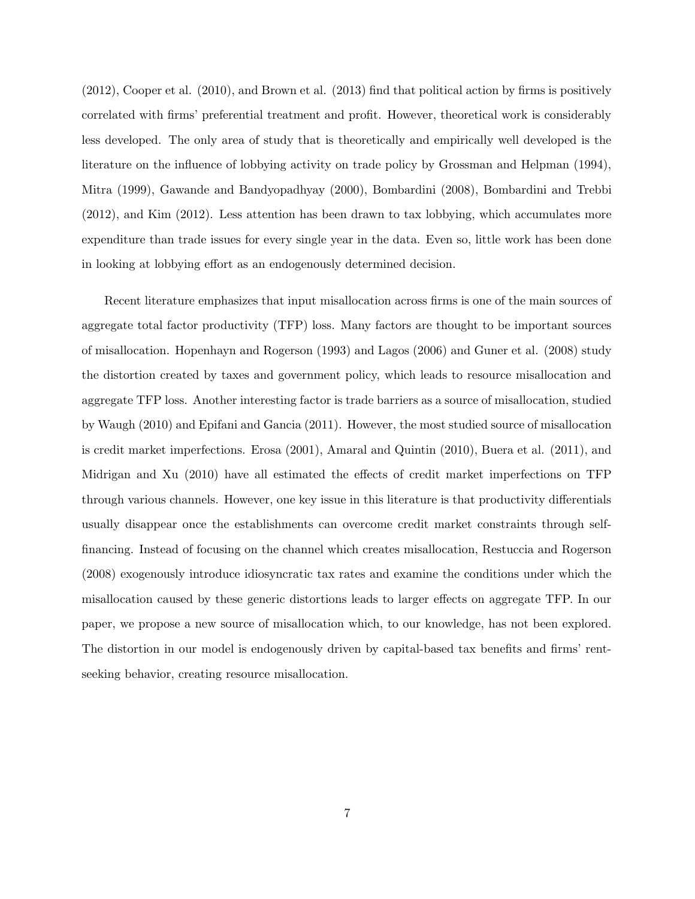(2012), Cooper et al. (2010), and Brown et al. (2013) find that political action by firms is positively correlated with firms' preferential treatment and profit. However, theoretical work is considerably less developed. The only area of study that is theoretically and empirically well developed is the literature on the influence of lobbying activity on trade policy by Grossman and Helpman (1994), Mitra (1999), Gawande and Bandyopadhyay (2000), Bombardini (2008), Bombardini and Trebbi (2012), and Kim (2012). Less attention has been drawn to tax lobbying, which accumulates more expenditure than trade issues for every single year in the data. Even so, little work has been done in looking at lobbying effort as an endogenously determined decision.

Recent literature emphasizes that input misallocation across firms is one of the main sources of aggregate total factor productivity (TFP) loss. Many factors are thought to be important sources of misallocation. Hopenhayn and Rogerson (1993) and Lagos (2006) and Guner et al. (2008) study the distortion created by taxes and government policy, which leads to resource misallocation and aggregate TFP loss. Another interesting factor is trade barriers as a source of misallocation, studied by Waugh (2010) and Epifani and Gancia (2011). However, the most studied source of misallocation is credit market imperfections. Erosa (2001), Amaral and Quintin (2010), Buera et al. (2011), and Midrigan and Xu (2010) have all estimated the effects of credit market imperfections on TFP through various channels. However, one key issue in this literature is that productivity differentials usually disappear once the establishments can overcome credit market constraints through self-financing. Instead of focusing on the channel which creates misallocation, Restuccia and Rogerson (2008) exogenously introduce idiosyncratic tax rates and examine the conditions under which the misallocation caused by these generic distortions leads to larger effects on aggregate TFP. In our paper, we propose a new source of misallocation which, to our knowledge, has not been explored. The distortion in our model is endogenously driven by capital-based tax benefits and firms' rent-seeking behavior, creating resource misallocation.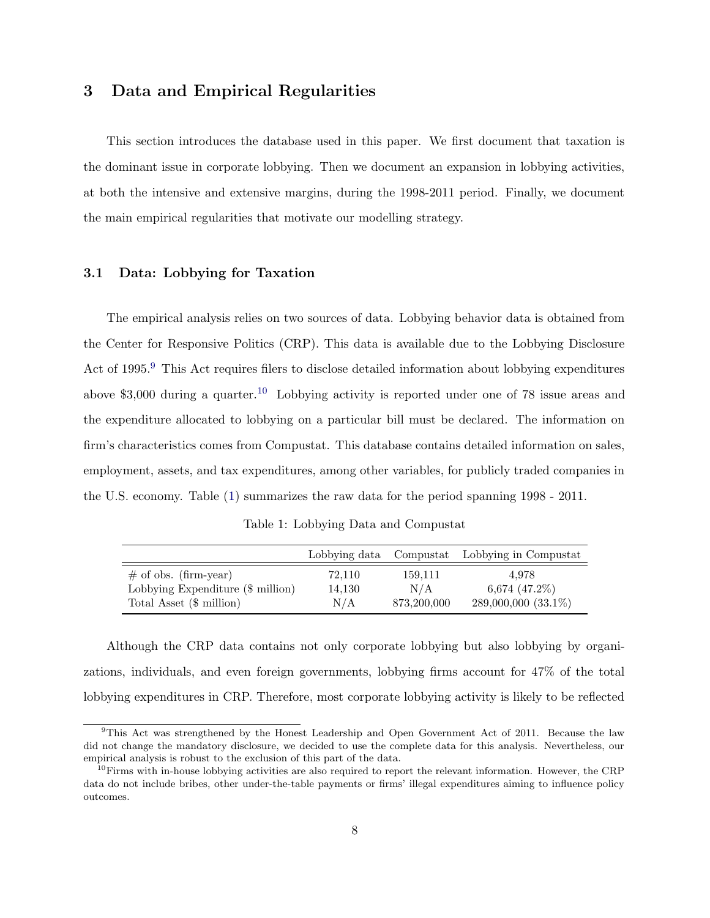# 3 Data and Empirical Regularities

This section introduces the database used in this paper. We first document that taxation is the dominant issue in corporate lobbying. Then we document an expansion in lobbying activities, at both the intensive and extensive margins, during the 1998-2011 period. Finally, we document the main empirical regularities that motivate our modelling strategy.

## 3.1 Data: Lobbying for Taxation

The empirical analysis relies on two sources of data. Lobbying behavior data is obtained from the Center for Responsive Politics (CRP). This data is available due to the Lobbying Disclosure Act of 1995.[9] This Act requires filers to disclose detailed information about lobbying expenditures above $3,000 during a quarter.[10] Lobbying activity is reported under one of 78 issue areas and the expenditure allocated to lobbying on a particular bill must be declared. The information on firm's characteristics comes from Compustat. This database contains detailed information on sales, employment, assets, and tax expenditures, among other variables, for publicly traded companies in the U.S. economy. Table (1) summarizes the raw data for the period spanning 1998 - 2011.

Table 1: Lobbying Data and Compustat

| | Lobbying data | Compustat | Lobbying in Compustat |
|---|---|---|---|
| # of obs. (firm-year) | 72,110 | 159,111 | 4,978 |
| Lobbying Expenditure ($ million) | 14,130 | N/A | 6,674 (47.2%) |
| Total Asset ($ million) | N/A | 873,200,000 | 289,000,000 (33.1%) |

Although the CRP data contains not only corporate lobbying but also lobbying by organizations, individuals, and even foreign governments, lobbying firms account for 47% of the total lobbying expenditures in CRP. Therefore, most corporate lobbying activity is likely to be reflected

[9] This Act was strengthened by the Honest Leadership and Open Government Act of 2011. Because the law did not change the mandatory disclosure, we decided to use the complete data for this analysis. Nevertheless, our empirical analysis is robust to the exclusion of this part of the data.

[10] Firms with in-house lobbying activities are also required to report the relevant information. However, the CRP data do not include bribes, other under-the-table payments or firms' illegal expenditures aiming to influence policy outcomes.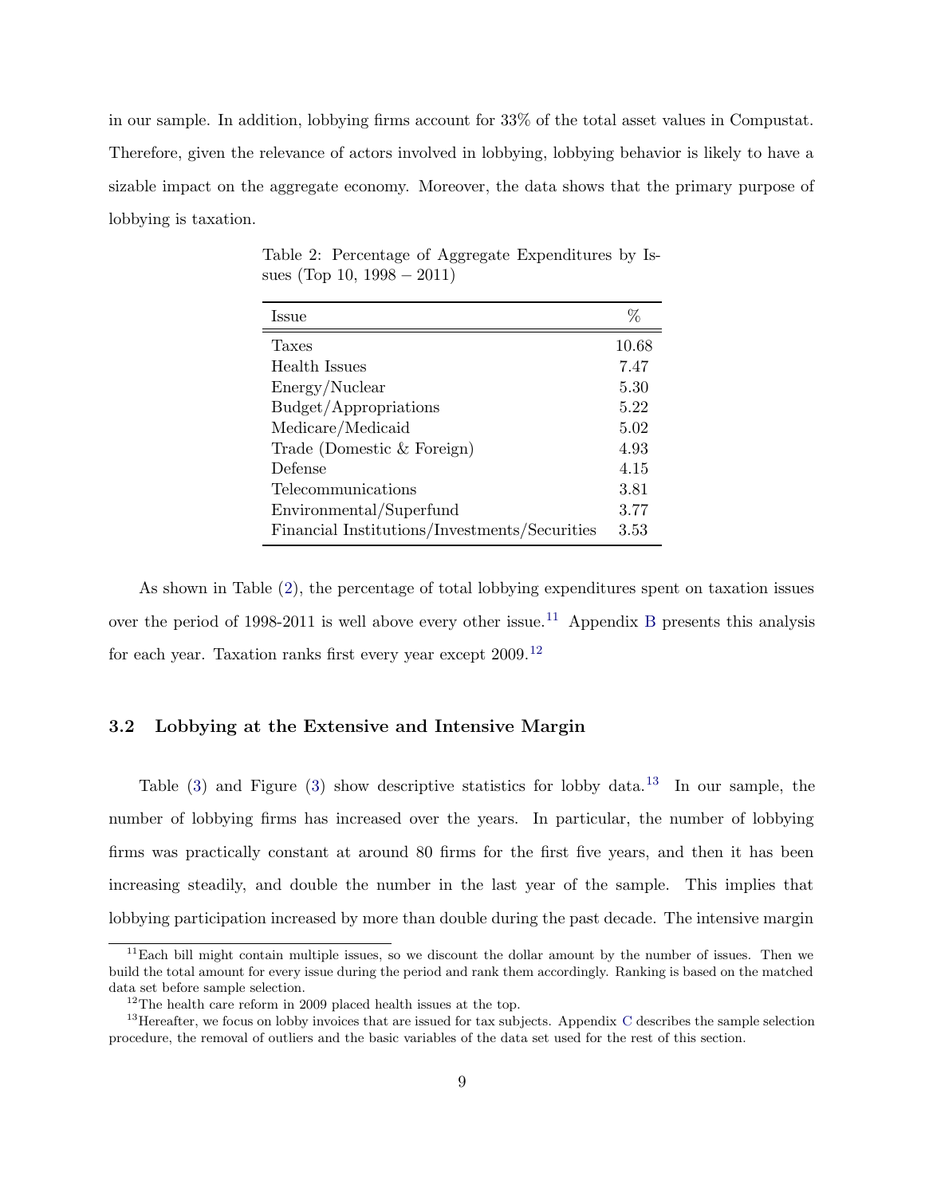in our sample. In addition, lobbying firms account for 33% of the total asset values in Compustat. Therefore, given the relevance of actors involved in lobbying, lobbying behavior is likely to have a sizable impact on the aggregate economy. Moreover, the data shows that the primary purpose of lobbying is taxation.

Table 2: Percentage of Aggregate Expenditures by Issues (Top 10, 1998 − 2011)

| Issue | % |
|---|---|
| Taxes | 10.68 |
| Health Issues | 7.47 |
| Energy/Nuclear | 5.30 |
| Budget/Appropriations | 5.22 |
| Medicare/Medicaid | 5.02 |
| Trade (Domestic & Foreign) | 4.93 |
| Defense | 4.15 |
| Telecommunications | 3.81 |
| Environmental/Superfund | 3.77 |
| Financial Institutions/Investments/Securities | 3.53 |

As shown in Table (2), the percentage of total lobbying expenditures spent on taxation issues over the period of 1998-2011 is well above every other issue.[11] Appendix B presents this analysis for each year. Taxation ranks first every year except 2009.[12]

### 3.2 Lobbying at the Extensive and Intensive Margin

Table (3) and Figure (3) show descriptive statistics for lobby data.[13] In our sample, the number of lobbying firms has increased over the years. In particular, the number of lobbying firms was practically constant at around 80 firms for the first five years, and then it has been increasing steadily, and double the number in the last year of the sample. This implies that lobbying participation increased by more than double during the past decade. The intensive margin

[11] Each bill might contain multiple issues, so we discount the dollar amount by the number of issues. Then we build the total amount for every issue during the period and rank them accordingly. Ranking is based on the matched data set before sample selection.

[12] The health care reform in 2009 placed health issues at the top.

[13] Hereafter, we focus on lobby invoices that are issued for tax subjects. Appendix C describes the sample selection procedure, the removal of outliers and the basic variables of the data set used for the rest of this section.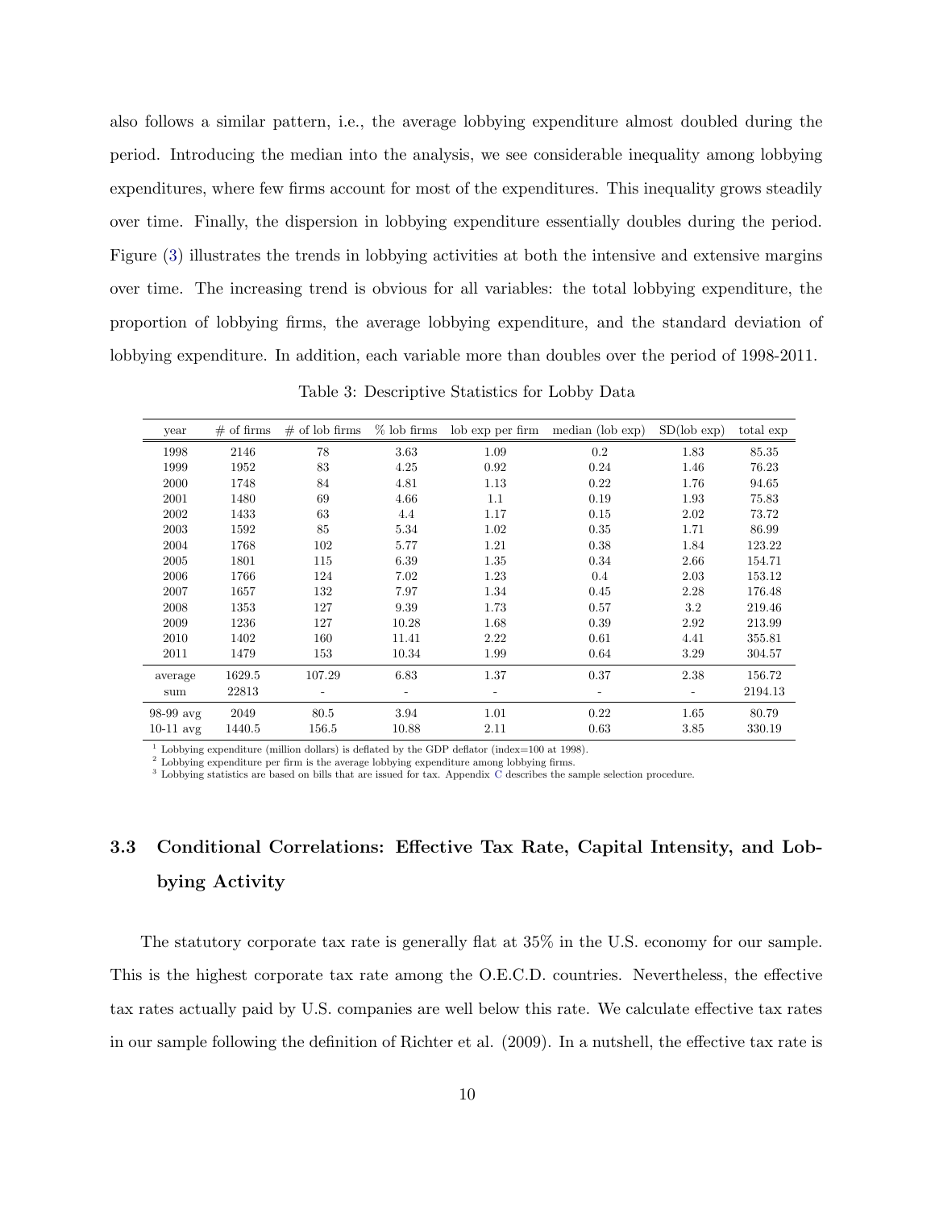also follows a similar pattern, i.e., the average lobbying expenditure almost doubled during the period. Introducing the median into the analysis, we see considerable inequality among lobbying expenditures, where few firms account for most of the expenditures. This inequality grows steadily over time. Finally, the dispersion in lobbying expenditure essentially doubles during the period. Figure (3) illustrates the trends in lobbying activities at both the intensive and extensive margins over time. The increasing trend is obvious for all variables: the total lobbying expenditure, the proportion of lobbying firms, the average lobbying expenditure, and the standard deviation of lobbying expenditure. In addition, each variable more than doubles over the period of 1998-2011.

Table 3: Descriptive Statistics for Lobby Data

| year | # of firms | # of lob firms | % lob firms | lob exp per firm | median (lob exp) | SD(lob exp) | total exp |
|---|---|---|---|---|---|---|---|
| 1998 | 2146 | 78 | 3.63 | 1.09 | 0.2 | 1.83 | 85.35 |
| 1999 | 1952 | 83 | 4.25 | 0.92 | 0.24 | 1.46 | 76.23 |
| 2000 | 1748 | 84 | 4.81 | 1.13 | 0.22 | 1.76 | 94.65 |
| 2001 | 1480 | 69 | 4.66 | 1.1 | 0.19 | 1.93 | 75.83 |
| 2002 | 1433 | 63 | 4.4 | 1.17 | 0.15 | 2.02 | 73.72 |
| 2003 | 1592 | 85 | 5.34 | 1.02 | 0.35 | 1.71 | 86.99 |
| 2004 | 1768 | 102 | 5.77 | 1.21 | 0.38 | 1.84 | 123.22 |
| 2005 | 1801 | 115 | 6.39 | 1.35 | 0.34 | 2.66 | 154.71 |
| 2006 | 1766 | 124 | 7.02 | 1.23 | 0.4 | 2.03 | 153.12 |
| 2007 | 1657 | 132 | 7.97 | 1.34 | 0.45 | 2.28 | 176.48 |
| 2008 | 1353 | 127 | 9.39 | 1.73 | 0.57 | 3.2 | 219.46 |
| 2009 | 1236 | 127 | 10.28 | 1.68 | 0.39 | 2.92 | 213.99 |
| 2010 | 1402 | 160 | 11.41 | 2.22 | 0.61 | 4.41 | 355.81 |
| 2011 | 1479 | 153 | 10.34 | 1.99 | 0.64 | 3.29 | 304.57 |
| average | 1629.5 | 107.29 | 6.83 | 1.37 | 0.37 | 2.38 | 156.72 |
| sum | 22813 | - | - | - | - | - | 2194.13 |
| 98-99 avg | 2049 | 80.5 | 3.94 | 1.01 | 0.22 | 1.65 | 80.79 |
| 10-11 avg | 1440.5 | 156.5 | 10.88 | 2.11 | 0.63 | 3.85 | 330.19 |

[1] Lobbying expenditure (million dollars) is deflated by the GDP deflator (index=100 at 1998).
[2] Lobbying expenditure per firm is the average lobbying expenditure among lobbying firms.
[3] Lobbying statistics are based on bills that are issued for tax. Appendix C describes the sample selection procedure.

### 3.3 Conditional Correlations: Effective Tax Rate, Capital Intensity, and Lobbying Activity

The statutory corporate tax rate is generally flat at 35% in the U.S. economy for our sample. This is the highest corporate tax rate among the O.E.C.D. countries. Nevertheless, the effective tax rates actually paid by U.S. companies are well below this rate. We calculate effective tax rates in our sample following the definition of Richter et al. (2009). In a nutshell, the effective tax rate is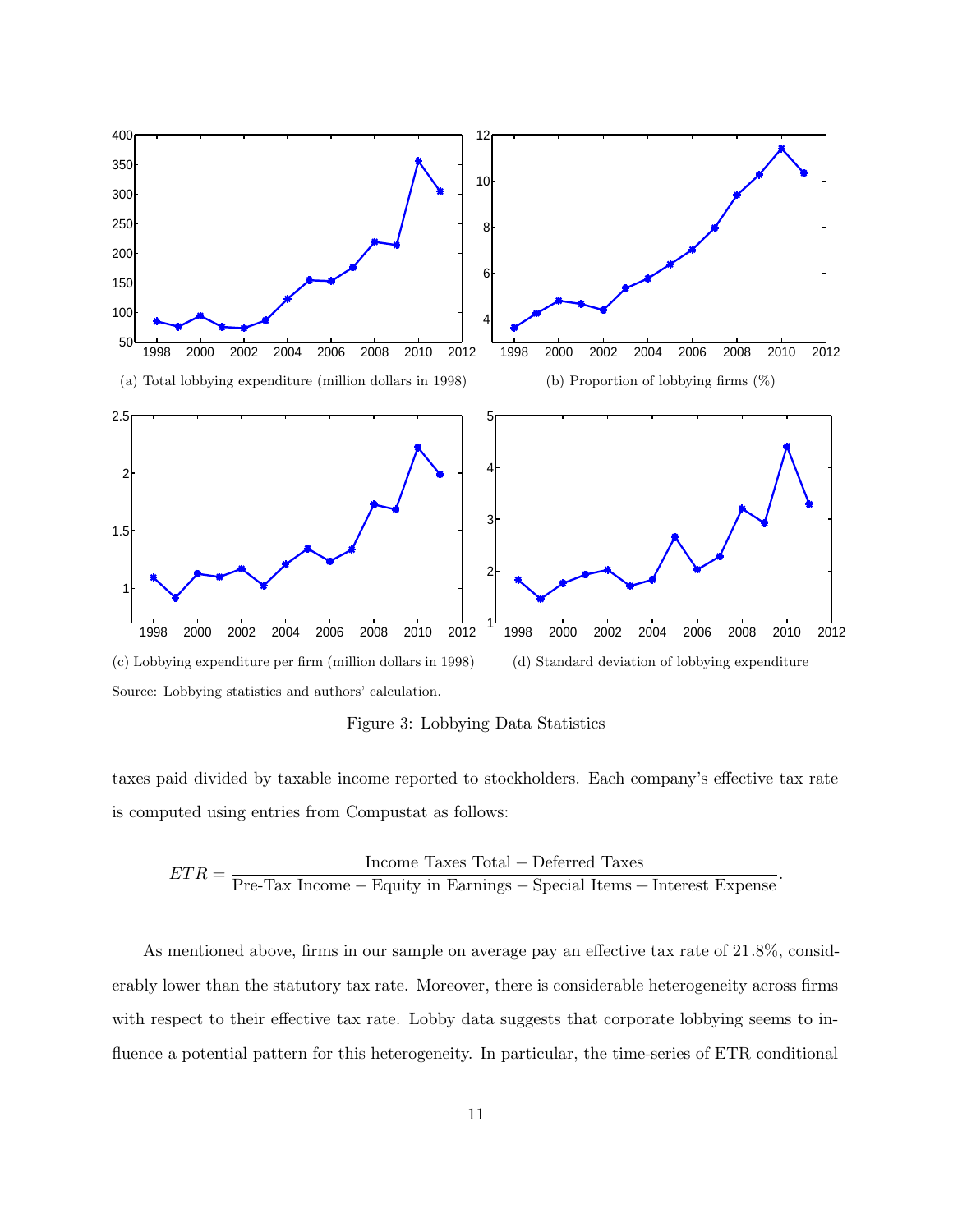(a) Total lobbying expenditure (million dollars in 1998)

(b) Proportion of lobbying firms (%)

(c) Lobbying expenditure per firm (million dollars in 1998)

(d) Standard deviation of lobbying expenditure

Source: Lobbying statistics and authors' calculation.

Figure 3: Lobbying Data Statistics

taxes paid divided by taxable income reported to stockholders. Each company's effective tax rate is computed using entries from Compustat as follows:

$$ETR = \frac{\text{Income Taxes Total} - \text{Deferred Taxes}}{\text{Pre-Tax Income} - \text{Equity in Earnings} - \text{Special Items} + \text{Interest Expense}}.$$

As mentioned above, firms in our sample on average pay an effective tax rate of 21.8%, considerably lower than the statutory tax rate. Moreover, there is considerable heterogeneity across firms with respect to their effective tax rate. Lobby data suggests that corporate lobbying seems to influence a potential pattern for this heterogeneity. In particular, the time-series of ETR conditional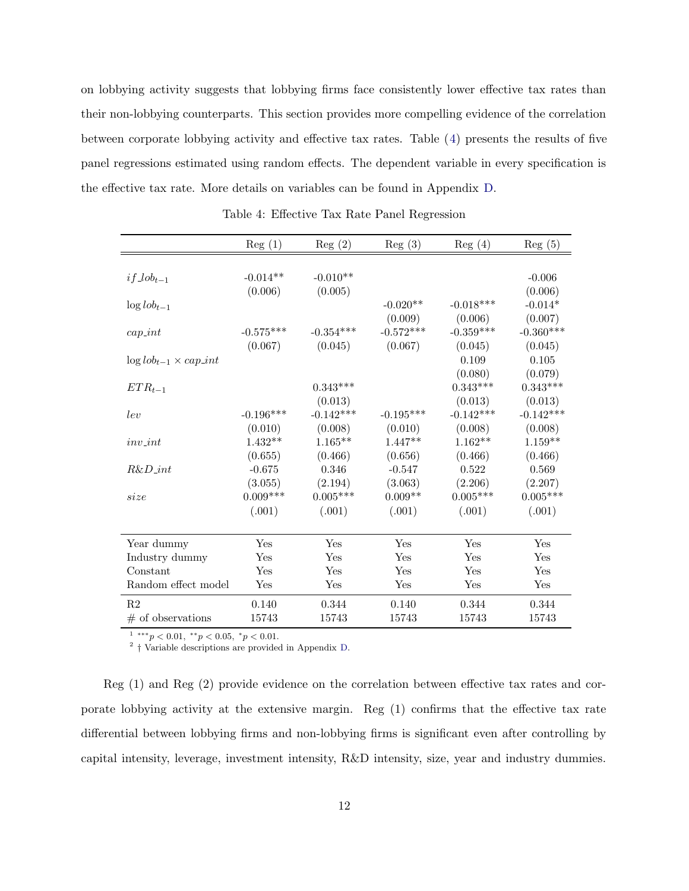on lobbying activity suggests that lobbying firms face consistently lower effective tax rates than their non-lobbying counterparts. This section provides more compelling evidence of the correlation between corporate lobbying activity and effective tax rates. Table (4) presents the results of five panel regressions estimated using random effects. The dependent variable in every specification is the effective tax rate. More details on variables can be found in Appendix D.

Table 4: Effective Tax Rate Panel Regression

| | Reg (1) | Reg (2) | Reg (3) | Reg (4) | Reg (5) |
|---|---|---|---|---|---|
| $if\_lob_{t-1}$ | -0.014** | -0.010** | | | -0.006 |
| | (0.006) | (0.005) | | | (0.006) |
| $\log lob_{t-1}$ | | | -0.020** | -0.018*** | -0.014* |
| | | | (0.009) | (0.006) | (0.007) |
| $cap\_int$ | -0.575*** | -0.354*** | -0.572*** | -0.359*** | -0.360*** |
| | (0.067) | (0.045) | (0.067) | (0.045) | (0.045) |
| $\log lob_{t-1} \times cap\_int$ | | | | 0.109 | 0.105 |
| | | | | (0.080) | (0.079) |
| $ETR_{t-1}$ | | 0.343*** | | 0.343*** | 0.343*** |
| | | (0.013) | | (0.013) | (0.013) |
| $lev$ | -0.196*** | -0.142*** | -0.195*** | -0.142*** | -0.142*** |
| | (0.010) | (0.008) | (0.010) | (0.008) | (0.008) |
| $inv\_int$ | 1.432** | 1.165** | 1.447** | 1.162** | 1.159** |
| | (0.655) | (0.466) | (0.656) | (0.466) | (0.466) |
| $R\&D\_int$ | -0.675 | 0.346 | -0.547 | 0.522 | 0.569 |
| | (3.055) | (2.194) | (3.063) | (2.206) | (2.207) |
| $size$ | 0.009*** | 0.005*** | 0.009** | 0.005*** | 0.005*** |
| | (.001) | (.001) | (.001) | (.001) | (.001) |
| Year dummy | Yes | Yes | Yes | Yes | Yes |
| Industry dummy | Yes | Yes | Yes | Yes | Yes |
| Constant | Yes | Yes | Yes | Yes | Yes |
| Random effect model | Yes | Yes | Yes | Yes | Yes |
| R2 | 0.140 | 0.344 | 0.140 | 0.344 | 0.344 |
| # of observations | 15743 | 15743 | 15743 | 15743 | 15743 |

[1] $^{***}p < 0.01$, $^{**}p < 0.05$, $^{*}p < 0.01$.
[2] † Variable descriptions are provided in Appendix D.

Reg (1) and Reg (2) provide evidence on the correlation between effective tax rates and corporate lobbying activity at the extensive margin. Reg (1) confirms that the effective tax rate differential between lobbying firms and non-lobbying firms is significant even after controlling by capital intensity, leverage, investment intensity, R&D intensity, size, year and industry dummies.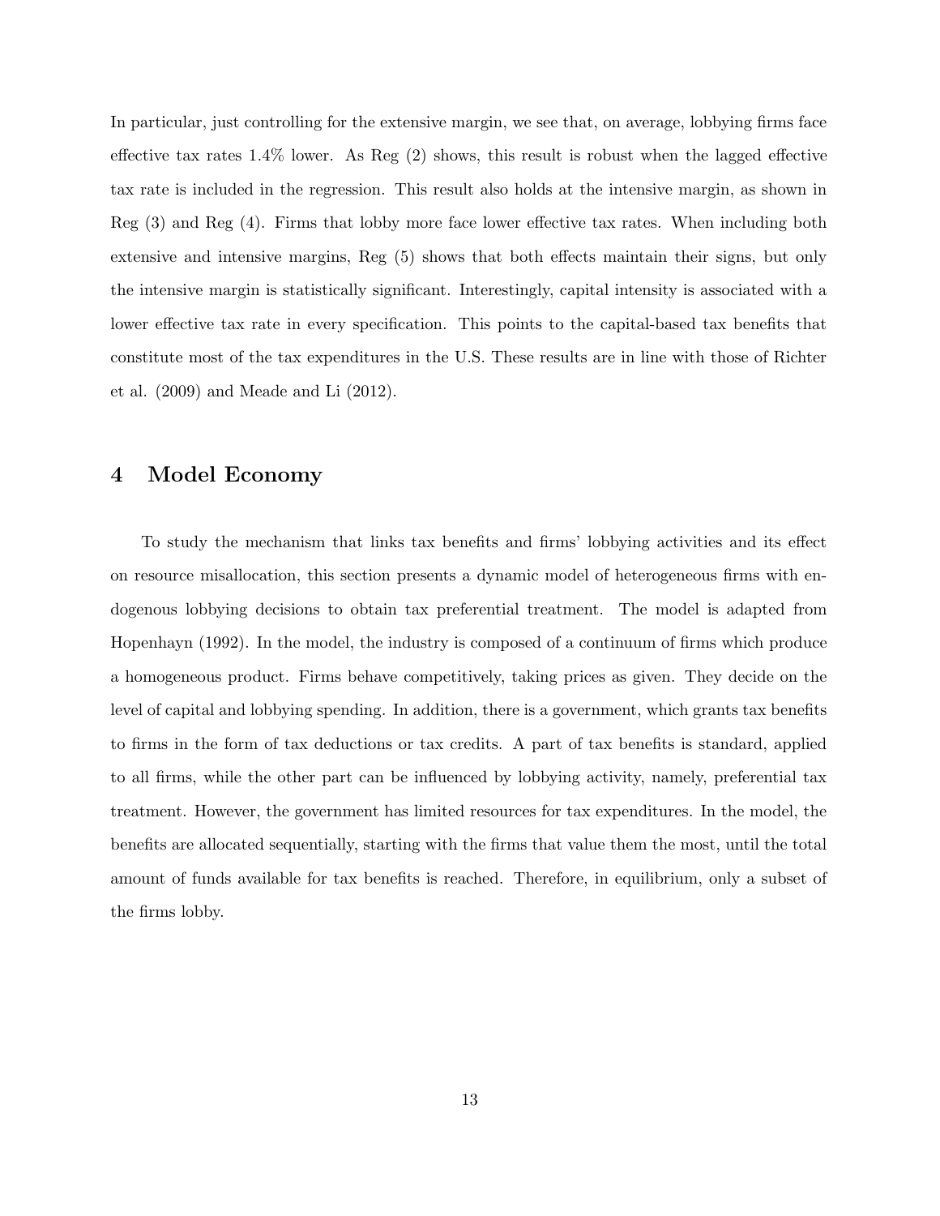In particular, just controlling for the extensive margin, we see that, on average, lobbying firms face effective tax rates 1.4% lower. As Reg (2) shows, this result is robust when the lagged effective tax rate is included in the regression. This result also holds at the intensive margin, as shown in Reg (3) and Reg (4). Firms that lobby more face lower effective tax rates. When including both extensive and intensive margins, Reg (5) shows that both effects maintain their signs, but only the intensive margin is statistically significant. Interestingly, capital intensity is associated with a lower effective tax rate in every specification. This points to the capital-based tax benefits that constitute most of the tax expenditures in the U.S. These results are in line with those of Richter et al. (2009) and Meade and Li (2012).

# 4 Model Economy

To study the mechanism that links tax benefits and firms' lobbying activities and its effect on resource misallocation, this section presents a dynamic model of heterogeneous firms with endogenous lobbying decisions to obtain tax preferential treatment. The model is adapted from Hopenhayn (1992). In the model, the industry is composed of a continuum of firms which produce a homogeneous product. Firms behave competitively, taking prices as given. They decide on the level of capital and lobbying spending. In addition, there is a government, which grants tax benefits to firms in the form of tax deductions or tax credits. A part of tax benefits is standard, applied to all firms, while the other part can be influenced by lobbying activity, namely, preferential tax treatment. However, the government has limited resources for tax expenditures. In the model, the benefits are allocated sequentially, starting with the firms that value them the most, until the total amount of funds available for tax benefits is reached. Therefore, in equilibrium, only a subset of the firms lobby.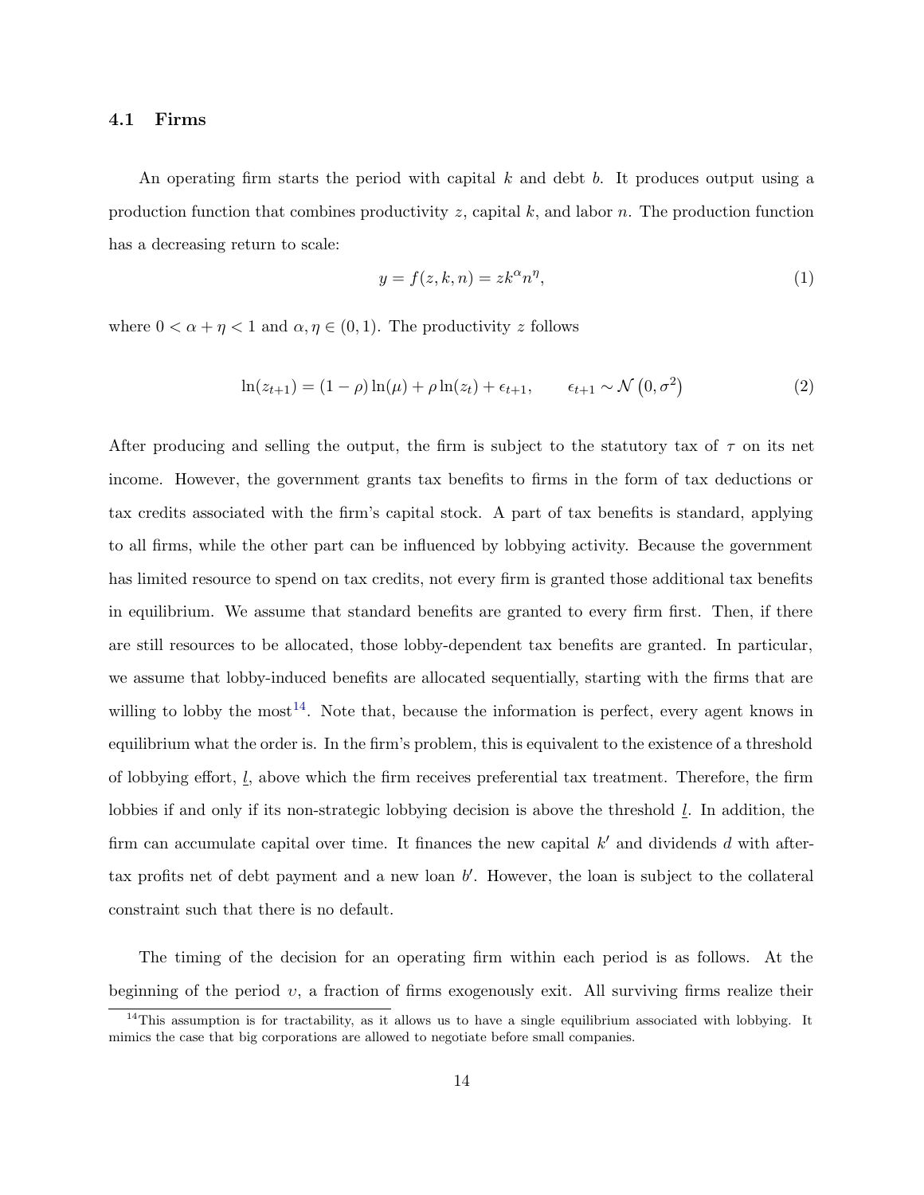### 4.1 Firms

An operating firm starts the period with capital $k$ and debt $b$. It produces output using a production function that combines productivity $z$, capital $k$, and labor $n$. The production function has a decreasing return to scale:

$$y = f(z, k, n) = zk^{\alpha}n^{\eta}, \tag{1}$$

where $0 < \alpha + \eta < 1$ and $\alpha, \eta \in (0, 1)$. The productivity $z$ follows

$$\ln(z_{t+1}) = (1 - \rho)\ln(\mu) + \rho \ln(z_t) + \epsilon_{t+1}, \qquad \epsilon_{t+1} \sim \mathcal{N}\left(0, \sigma^2\right) \tag{2}$$

After producing and selling the output, the firm is subject to the statutory tax of $\tau$ on its net income. However, the government grants tax benefits to firms in the form of tax deductions or tax credits associated with the firm's capital stock. A part of tax benefits is standard, applying to all firms, while the other part can be influenced by lobbying activity. Because the government has limited resource to spend on tax credits, not every firm is granted those additional tax benefits in equilibrium. We assume that standard benefits are granted to every firm first. Then, if there are still resources to be allocated, those lobby-dependent tax benefits are granted. In particular, we assume that lobby-induced benefits are allocated sequentially, starting with the firms that are willing to lobby the most[14]. Note that, because the information is perfect, every agent knows in equilibrium what the order is. In the firm's problem, this is equivalent to the existence of a threshold of lobbying effort, $\underline{l}$, above which the firm receives preferential tax treatment. Therefore, the firm lobbies if and only if its non-strategic lobbying decision is above the threshold $\underline{l}$. In addition, the firm can accumulate capital over time. It finances the new capital $k'$ and dividends $d$ with after-tax profits net of debt payment and a new loan $b'$. However, the loan is subject to the collateral constraint such that there is no default.

The timing of the decision for an operating firm within each period is as follows. At the beginning of the period $\upsilon$, a fraction of firms exogenously exit. All surviving firms realize their

[14] This assumption is for tractability, as it allows us to have a single equilibrium associated with lobbying. It mimics the case that big corporations are allowed to negotiate before small companies.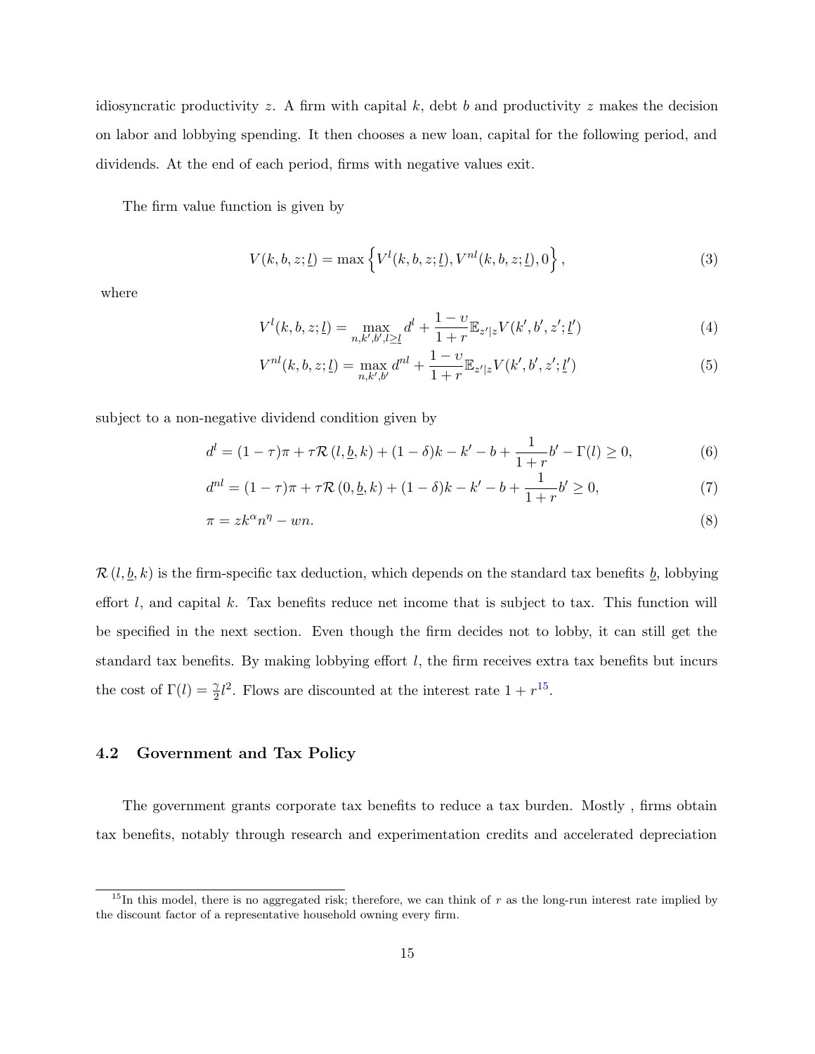idiosyncratic productivity $z$. A firm with capital $k$, debt $b$ and productivity $z$ makes the decision on labor and lobbying spending. It then chooses a new loan, capital for the following period, and dividends. At the end of each period, firms with negative values exit.

The firm value function is given by

$$V(k, b, z; \underline{l}) = \max \left\{ V^{l}(k, b, z; \underline{l}), V^{nl}(k, b, z; \underline{l}), 0 \right\}, \tag{3}$$

where

$$V^{l}(k, b, z; \underline{l}) = \max_{n, k', b', l \geq \underline{l}} d^{l} + \frac{1 - \upsilon}{1 + r} \mathbb{E}_{z'|z} V(k', b', z'; \underline{l}') \tag{4}$$

$$V^{nl}(k, b, z; \underline{l}) = \max_{n, k', b'} d^{nl} + \frac{1 - \upsilon}{1 + r} \mathbb{E}_{z'|z} V(k', b', z'; \underline{l}') \tag{5}$$

subject to a non-negative dividend condition given by

$$d^{l} = (1 - \tau)\pi + \tau \mathcal{R}\left(l, \underline{b}, k\right) + (1 - \delta)k - k' - b + \frac{1}{1 + r} b' - \Gamma(l) \geq 0, \tag{6}$$

$$d^{nl} = (1 - \tau)\pi + \tau \mathcal{R}\left(0, \underline{b}, k\right) + (1 - \delta)k - k' - b + \frac{1}{1 + r} b' \geq 0, \tag{7}$$

$$\pi = z k^{\alpha} n^{\eta} - w n. \tag{8}$$

$\mathcal{R}\left(l, \underline{b}, k\right)$ is the firm-specific tax deduction, which depends on the standard tax benefits $\underline{b}$, lobbying effort $l$, and capital $k$. Tax benefits reduce net income that is subject to tax. This function will be specified in the next section. Even though the firm decides not to lobby, it can still get the standard tax benefits. By making lobbying effort $l$, the firm receives extra tax benefits but incurs the cost of $\Gamma(l) = \frac{\gamma}{2} l^2$. Flows are discounted at the interest rate $1 + r$[15].

## 4.2 Government and Tax Policy

The government grants corporate tax benefits to reduce a tax burden. Mostly , firms obtain tax benefits, notably through research and experimentation credits and accelerated depreciation

[15] In this model, there is no aggregated risk; therefore, we can think of $r$ as the long-run interest rate implied by the discount factor of a representative household owning every firm.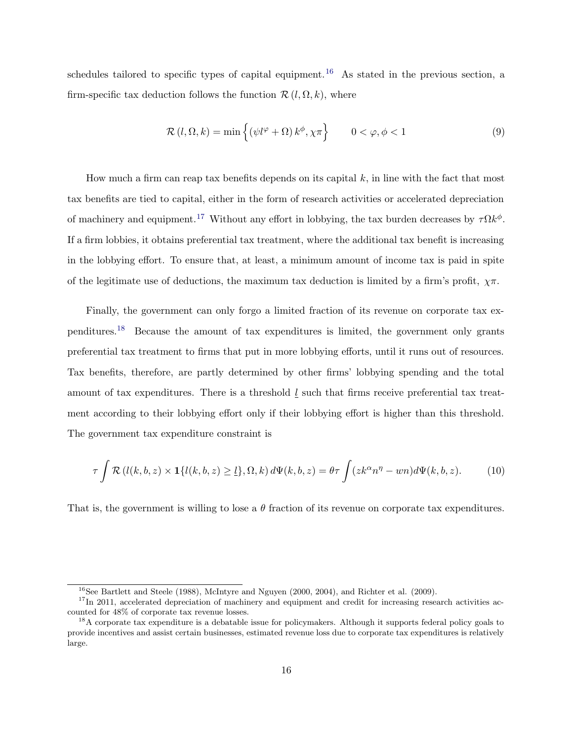schedules tailored to specific types of capital equipment.[16] As stated in the previous section, a firm-specific tax deduction follows the function $\mathcal{R}(l, \Omega, k)$, where

$$\mathcal{R}(l, \Omega, k) = \min\left\{ \left(\psi l^{\varphi} + \Omega\right) k^{\phi}, \chi\pi \right\} \qquad 0 < \varphi, \phi < 1 \tag{9}$$

How much a firm can reap tax benefits depends on its capital $k$, in line with the fact that most tax benefits are tied to capital, either in the form of research activities or accelerated depreciation of machinery and equipment.[17] Without any effort in lobbying, the tax burden decreases by $\tau\Omega k^{\phi}$. If a firm lobbies, it obtains preferential tax treatment, where the additional tax benefit is increasing in the lobbying effort. To ensure that, at least, a minimum amount of income tax is paid in spite of the legitimate use of deductions, the maximum tax deduction is limited by a firm's profit, $\chi\pi$.

Finally, the government can only forgo a limited fraction of its revenue on corporate tax expenditures.[18] Because the amount of tax expenditures is limited, the government only grants preferential tax treatment to firms that put in more lobbying efforts, until it runs out of resources. Tax benefits, therefore, are partly determined by other firms' lobbying spending and the total amount of tax expenditures. There is a threshold $\underline{l}$ such that firms receive preferential tax treatment according to their lobbying effort only if their lobbying effort is higher than this threshold. The government tax expenditure constraint is

$$\tau \int \mathcal{R}\left(l(k, b, z) \times \mathbf{1}\{l(k, b, z) \geq \underline{l}\}, \Omega, k\right) d\Psi(k, b, z) = \theta\tau \int (zk^{\alpha}n^{\eta} - wn) d\Psi(k, b, z). \tag{10}$$

That is, the government is willing to lose a $\theta$ fraction of its revenue on corporate tax expenditures.

---

[16] See Bartlett and Steele (1988), McIntyre and Nguyen (2000, 2004), and Richter et al. (2009).

[17] In 2011, accelerated depreciation of machinery and equipment and credit for increasing research activities accounted for 48% of corporate tax revenue losses.

[18] A corporate tax expenditure is a debatable issue for policymakers. Although it supports federal policy goals to provide incentives and assist certain businesses, estimated revenue loss due to corporate tax expenditures is relatively large.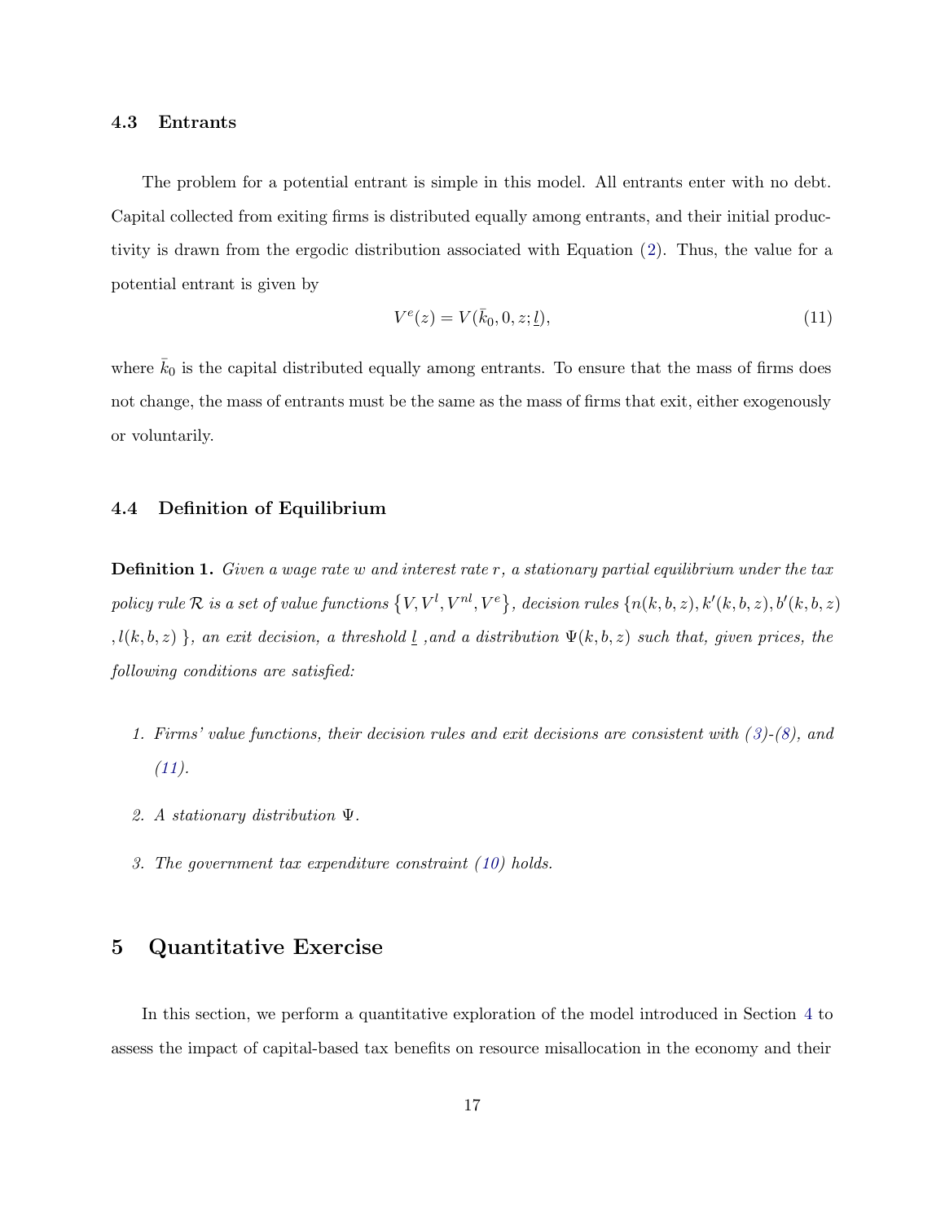### 4.3 Entrants

The problem for a potential entrant is simple in this model. All entrants enter with no debt. Capital collected from exiting firms is distributed equally among entrants, and their initial productivity is drawn from the ergodic distribution associated with Equation (2). Thus, the value for a potential entrant is given by

$$V^e(z) = V(\bar{k}_0, 0, z; \underline{l}), \tag{11}$$

where $\bar{k}_0$ is the capital distributed equally among entrants. To ensure that the mass of firms does not change, the mass of entrants must be the same as the mass of firms that exit, either exogenously or voluntarily.

### 4.4 Definition of Equilibrium

**Definition 1.** *Given a wage rate $w$ and interest rate $r$, a stationary partial equilibrium under the tax policy rule $\mathcal{R}$ is a set of value functions $\{V, V^l, V^{nl}, V^e\}$, decision rules $\{n(k,b,z), k'(k,b,z), b'(k,b,z), l(k,b,z)\}$, an exit decision, a threshold $\underline{l}$, and a distribution $\Psi(k,b,z)$ such that, given prices, the following conditions are satisfied:*

1. *Firms' value functions, their decision rules and exit decisions are consistent with (3)-(8), and (11).*
2. *A stationary distribution $\Psi$.*
3. *The government tax expenditure constraint (10) holds.*

## 5 Quantitative Exercise

In this section, we perform a quantitative exploration of the model introduced in Section 4 to assess the impact of capital-based tax benefits on resource misallocation in the economy and their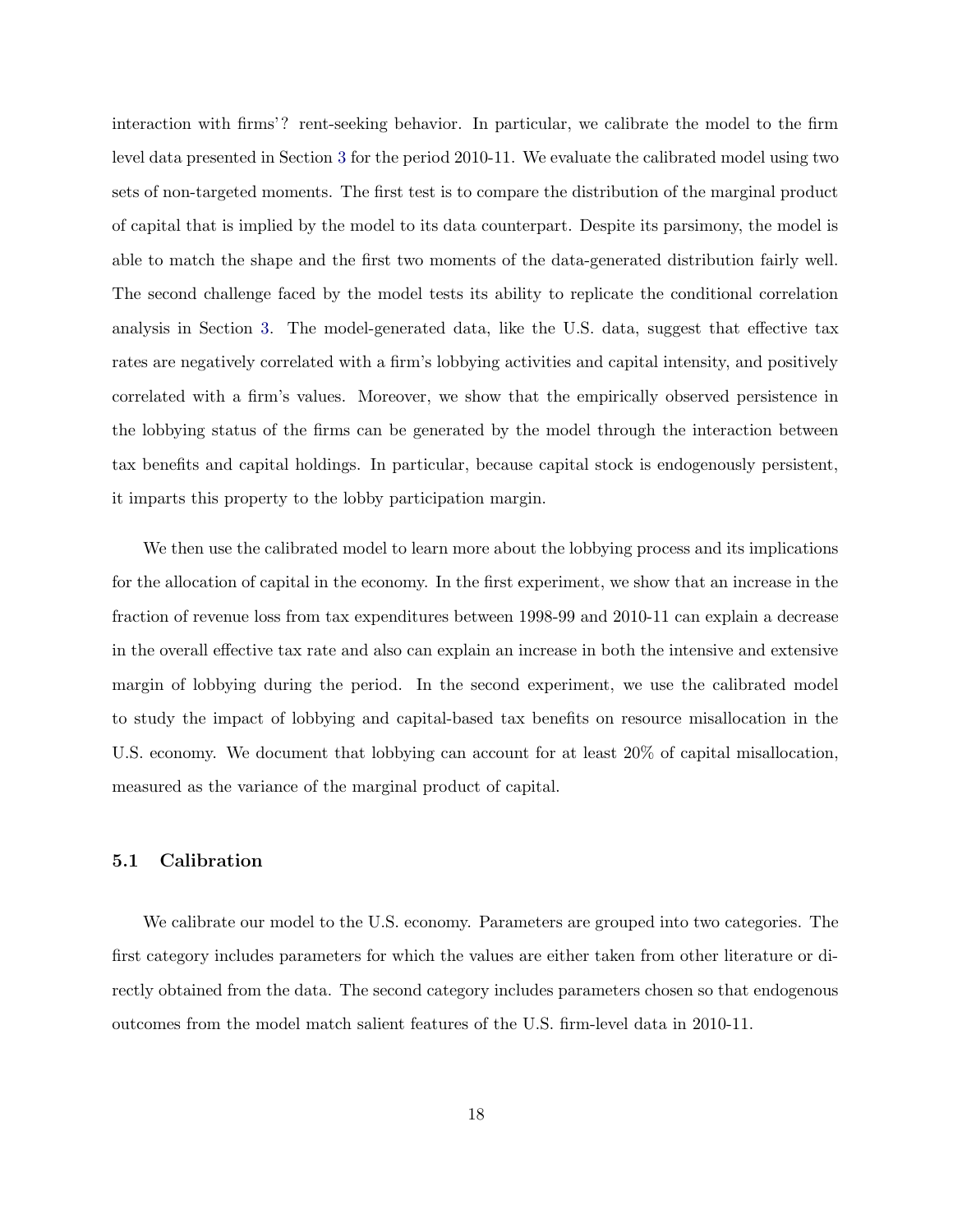interaction with firms'? rent-seeking behavior. In particular, we calibrate the model to the firm level data presented in Section 3 for the period 2010-11. We evaluate the calibrated model using two sets of non-targeted moments. The first test is to compare the distribution of the marginal product of capital that is implied by the model to its data counterpart. Despite its parsimony, the model is able to match the shape and the first two moments of the data-generated distribution fairly well. The second challenge faced by the model tests its ability to replicate the conditional correlation analysis in Section 3. The model-generated data, like the U.S. data, suggest that effective tax rates are negatively correlated with a firm's lobbying activities and capital intensity, and positively correlated with a firm's values. Moreover, we show that the empirically observed persistence in the lobbying status of the firms can be generated by the model through the interaction between tax benefits and capital holdings. In particular, because capital stock is endogenously persistent, it imparts this property to the lobby participation margin.

We then use the calibrated model to learn more about the lobbying process and its implications for the allocation of capital in the economy. In the first experiment, we show that an increase in the fraction of revenue loss from tax expenditures between 1998-99 and 2010-11 can explain a decrease in the overall effective tax rate and also can explain an increase in both the intensive and extensive margin of lobbying during the period. In the second experiment, we use the calibrated model to study the impact of lobbying and capital-based tax benefits on resource misallocation in the U.S. economy. We document that lobbying can account for at least 20% of capital misallocation, measured as the variance of the marginal product of capital.

### 5.1 Calibration

We calibrate our model to the U.S. economy. Parameters are grouped into two categories. The first category includes parameters for which the values are either taken from other literature or directly obtained from the data. The second category includes parameters chosen so that endogenous outcomes from the model match salient features of the U.S. firm-level data in 2010-11.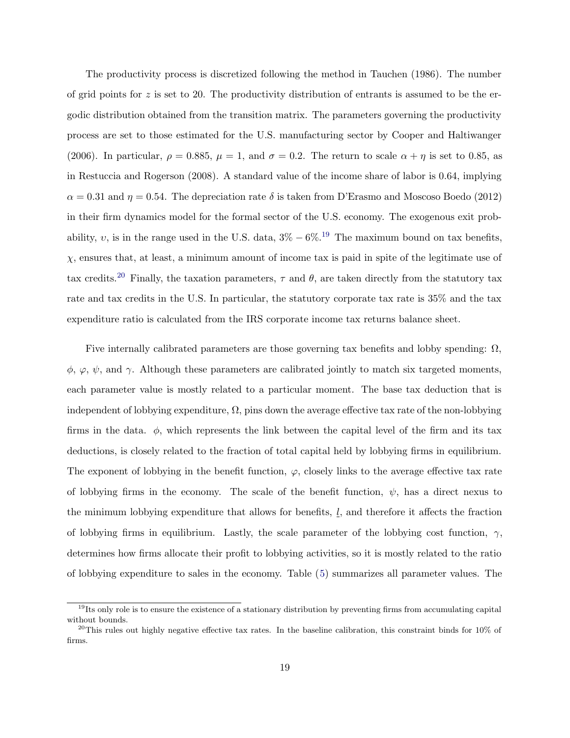The productivity process is discretized following the method in Tauchen (1986). The number of grid points for $z$ is set to 20. The productivity distribution of entrants is assumed to be the ergodic distribution obtained from the transition matrix. The parameters governing the productivity process are set to those estimated for the U.S. manufacturing sector by Cooper and Haltiwanger (2006). In particular, $\rho = 0.885$, $\mu = 1$, and $\sigma = 0.2$. The return to scale $\alpha + \eta$ is set to 0.85, as in Restuccia and Rogerson (2008). A standard value of the income share of labor is 0.64, implying $\alpha = 0.31$ and $\eta = 0.54$. The depreciation rate $\delta$ is taken from D'Erasmo and Moscoso Boedo (2012) in their firm dynamics model for the formal sector of the U.S. economy. The exogenous exit probability, $\upsilon$, is in the range used in the U.S. data, $3\% - 6\%$.[19] The maximum bound on tax benefits, $\chi$, ensures that, at least, a minimum amount of income tax is paid in spite of the legitimate use of tax credits.[20] Finally, the taxation parameters, $\tau$ and $\theta$, are taken directly from the statutory tax rate and tax credits in the U.S. In particular, the statutory corporate tax rate is 35% and the tax expenditure ratio is calculated from the IRS corporate income tax returns balance sheet.

Five internally calibrated parameters are those governing tax benefits and lobby spending: $\Omega$, $\phi$, $\varphi$, $\psi$, and $\gamma$. Although these parameters are calibrated jointly to match six targeted moments, each parameter value is mostly related to a particular moment. The base tax deduction that is independent of lobbying expenditure, $\Omega$, pins down the average effective tax rate of the non-lobbying firms in the data. $\phi$, which represents the link between the capital level of the firm and its tax deductions, is closely related to the fraction of total capital held by lobbying firms in equilibrium. The exponent of lobbying in the benefit function, $\varphi$, closely links to the average effective tax rate of lobbying firms in the economy. The scale of the benefit function, $\psi$, has a direct nexus to the minimum lobbying expenditure that allows for benefits, $\underline{l}$, and therefore it affects the fraction of lobbying firms in equilibrium. Lastly, the scale parameter of the lobbying cost function, $\gamma$, determines how firms allocate their profit to lobbying activities, so it is mostly related to the ratio of lobbying expenditure to sales in the economy. Table (5) summarizes all parameter values. The

[19] Its only role is to ensure the existence of a stationary distribution by preventing firms from accumulating capital without bounds.

[20] This rules out highly negative effective tax rates. In the baseline calibration, this constraint binds for 10% of firms.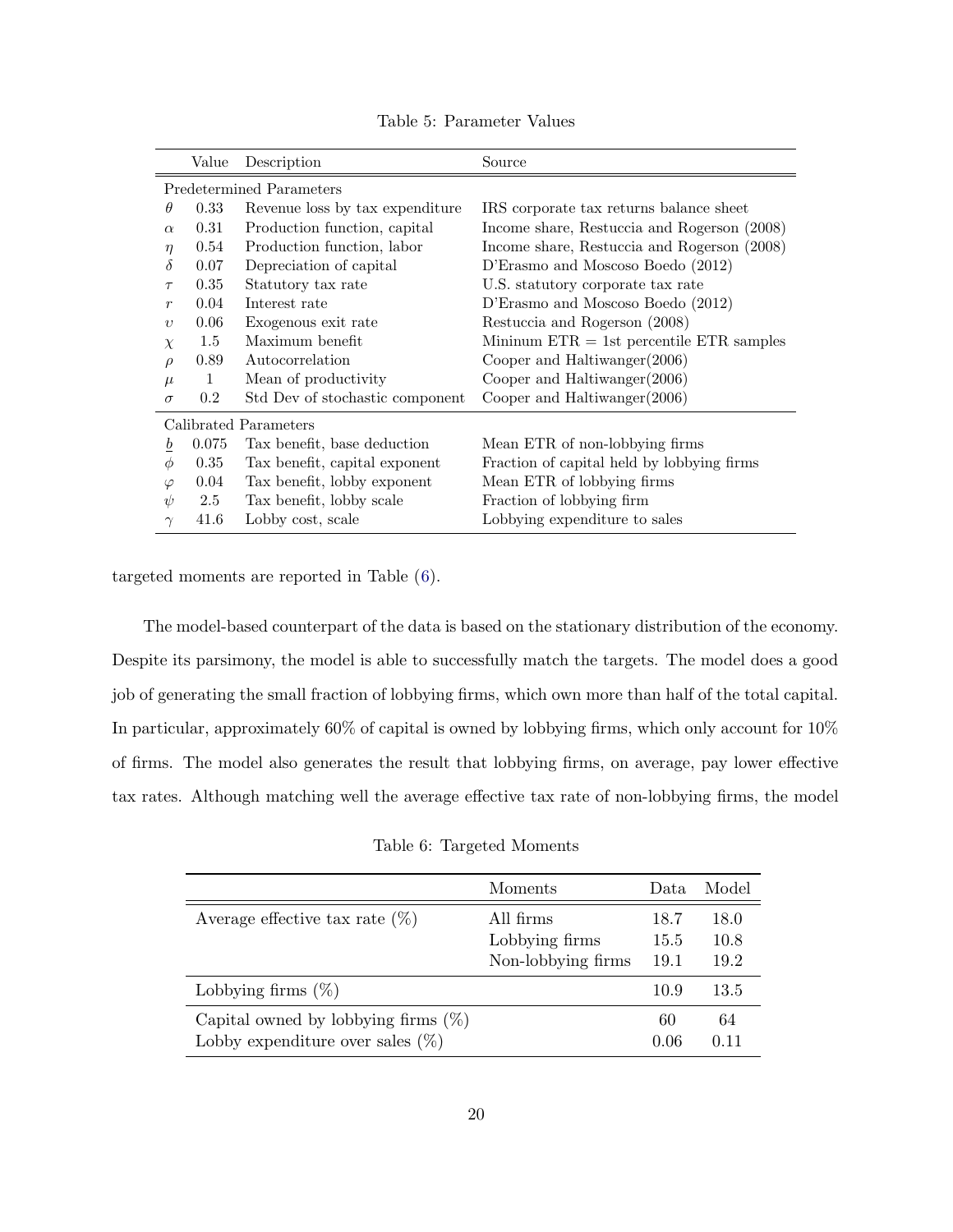Table 5: Parameter Values

| | Value | Description | Source |
|---|---|---|---|
| Predetermined Parameters | | | |
| $\theta$ | 0.33 | Revenue loss by tax expenditure | IRS corporate tax returns balance sheet |
| $\alpha$ | 0.31 | Production function, capital | Income share, Restuccia and Rogerson (2008) |
| $\eta$ | 0.54 | Production function, labor | Income share, Restuccia and Rogerson (2008) |
| $\delta$ | 0.07 | Depreciation of capital | D'Erasmo and Moscoso Boedo (2012) |
| $\tau$ | 0.35 | Statutory tax rate | U.S. statutory corporate tax rate |
| $r$ | 0.04 | Interest rate | D'Erasmo and Moscoso Boedo (2012) |
| $\upsilon$ | 0.06 | Exogenous exit rate | Restuccia and Rogerson (2008) |
| $\chi$ | 1.5 | Maximum benefit | Mininum ETR = 1st percentile ETR samples |
| $\rho$ | 0.89 | Autocorrelation | Cooper and Haltiwanger(2006) |
| $\mu$ | 1 | Mean of productivity | Cooper and Haltiwanger(2006) |
| $\sigma$ | 0.2 | Std Dev of stochastic component | Cooper and Haltiwanger(2006) |
| Calibrated Parameters | | | |
| $\underline{b}$ | 0.075 | Tax benefit, base deduction | Mean ETR of non-lobbying firms |
| $\phi$ | 0.35 | Tax benefit, capital exponent | Fraction of capital held by lobbying firms |
| $\varphi$ | 0.04 | Tax benefit, lobby exponent | Mean ETR of lobbying firms |
| $\psi$ | 2.5 | Tax benefit, lobby scale | Fraction of lobbying firm |
| $\gamma$ | 41.6 | Lobby cost, scale | Lobbying expenditure to sales |

targeted moments are reported in Table (6).

The model-based counterpart of the data is based on the stationary distribution of the economy. Despite its parsimony, the model is able to successfully match the targets. The model does a good job of generating the small fraction of lobbying firms, which own more than half of the total capital. In particular, approximately 60% of capital is owned by lobbying firms, which only account for 10% of firms. The model also generates the result that lobbying firms, on average, pay lower effective tax rates. Although matching well the average effective tax rate of non-lobbying firms, the model

Table 6: Targeted Moments

| | Moments | Data | Model |
|---|---|---|---|
| Average effective tax rate (%) | All firms | 18.7 | 18.0 |
| | Lobbying firms | 15.5 | 10.8 |
| | Non-lobbying firms | 19.1 | 19.2 |
| Lobbying firms (%) | | 10.9 | 13.5 |
| Capital owned by lobbying firms (%) | | 60 | 64 |
| Lobby expenditure over sales (%) | | 0.06 | 0.11 |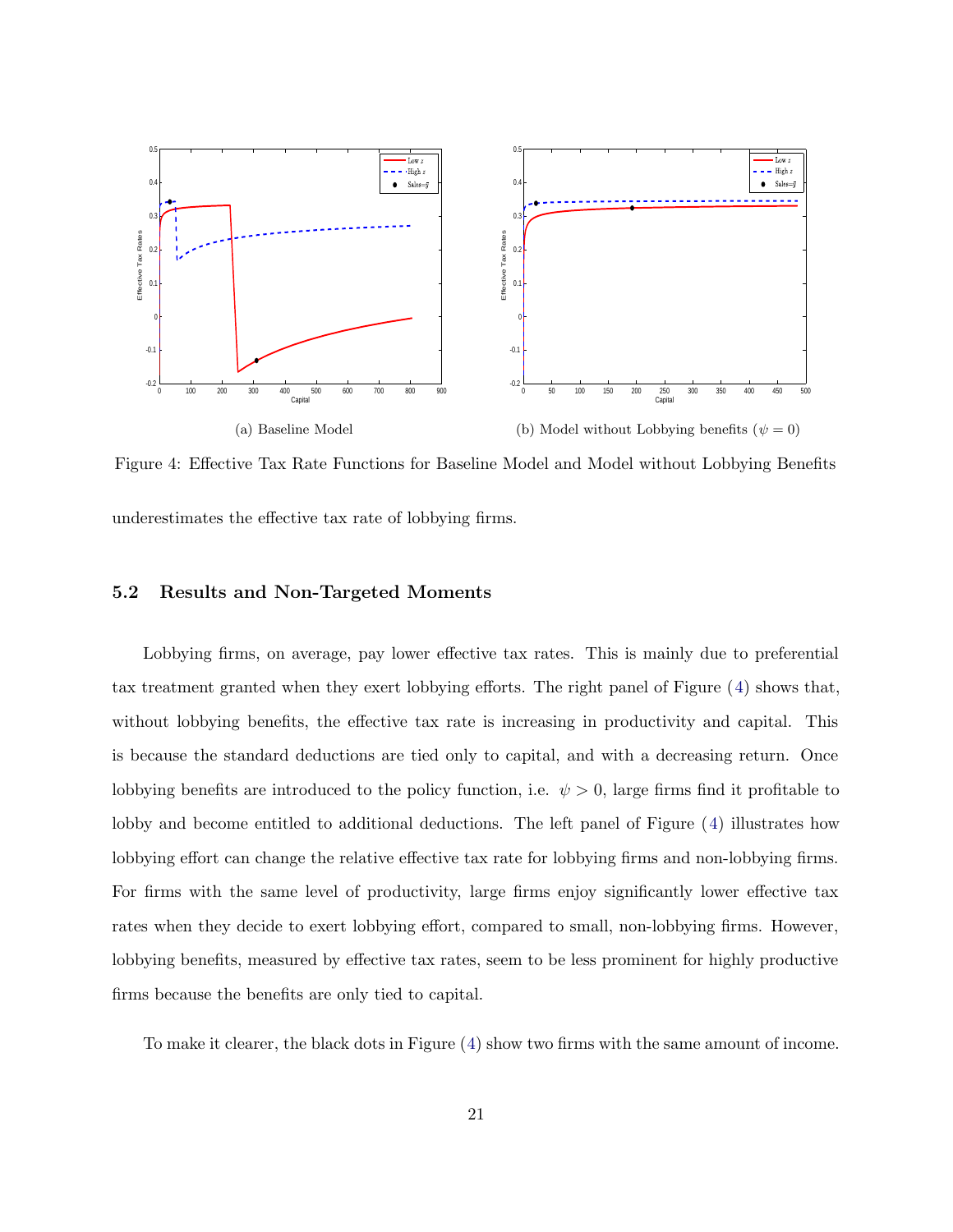(a) Baseline Model

(b) Model without Lobbying benefits ($\psi = 0$)

Figure 4: Effective Tax Rate Functions for Baseline Model and Model without Lobbying Benefits

underestimates the effective tax rate of lobbying firms.

## 5.2 Results and Non-Targeted Moments

Lobbying firms, on average, pay lower effective tax rates. This is mainly due to preferential tax treatment granted when they exert lobbying efforts. The right panel of Figure (4) shows that, without lobbying benefits, the effective tax rate is increasing in productivity and capital. This is because the standard deductions are tied only to capital, and with a decreasing return. Once lobbying benefits are introduced to the policy function, i.e. $\psi > 0$, large firms find it profitable to lobby and become entitled to additional deductions. The left panel of Figure (4) illustrates how lobbying effort can change the relative effective tax rate for lobbying firms and non-lobbying firms. For firms with the same level of productivity, large firms enjoy significantly lower effective tax rates when they decide to exert lobbying effort, compared to small, non-lobbying firms. However, lobbying benefits, measured by effective tax rates, seem to be less prominent for highly productive firms because the benefits are only tied to capital.

To make it clearer, the black dots in Figure (4) show two firms with the same amount of income.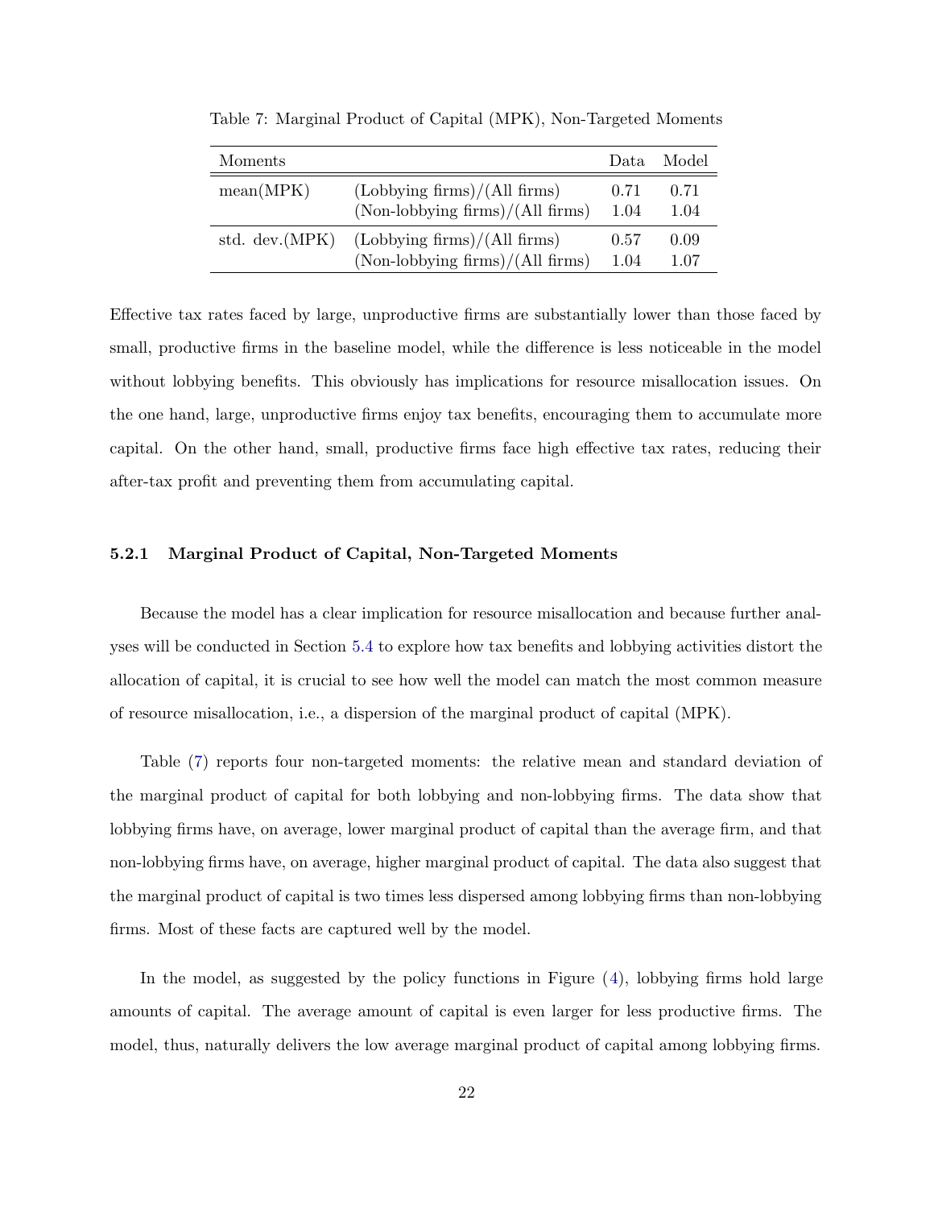Table 7: Marginal Product of Capital (MPK), Non-Targeted Moments

| Moments | | Data | Model |
|---|---|---|---|
| mean(MPK) | (Lobbying firms)/(All firms) | 0.71 | 0.71 |
| | (Non-lobbying firms)/(All firms) | 1.04 | 1.04 |
| std. dev.(MPK) | (Lobbying firms)/(All firms) | 0.57 | 0.09 |
| | (Non-lobbying firms)/(All firms) | 1.04 | 1.07 |

Effective tax rates faced by large, unproductive firms are substantially lower than those faced by small, productive firms in the baseline model, while the difference is less noticeable in the model without lobbying benefits. This obviously has implications for resource misallocation issues. On the one hand, large, unproductive firms enjoy tax benefits, encouraging them to accumulate more capital. On the other hand, small, productive firms face high effective tax rates, reducing their after-tax profit and preventing them from accumulating capital.

### 5.2.1 Marginal Product of Capital, Non-Targeted Moments

Because the model has a clear implication for resource misallocation and because further analyses will be conducted in Section 5.4 to explore how tax benefits and lobbying activities distort the allocation of capital, it is crucial to see how well the model can match the most common measure of resource misallocation, i.e., a dispersion of the marginal product of capital (MPK).

Table (7) reports four non-targeted moments: the relative mean and standard deviation of the marginal product of capital for both lobbying and non-lobbying firms. The data show that lobbying firms have, on average, lower marginal product of capital than the average firm, and that non-lobbying firms have, on average, higher marginal product of capital. The data also suggest that the marginal product of capital is two times less dispersed among lobbying firms than non-lobbying firms. Most of these facts are captured well by the model.

In the model, as suggested by the policy functions in Figure (4), lobbying firms hold large amounts of capital. The average amount of capital is even larger for less productive firms. The model, thus, naturally delivers the low average marginal product of capital among lobbying firms.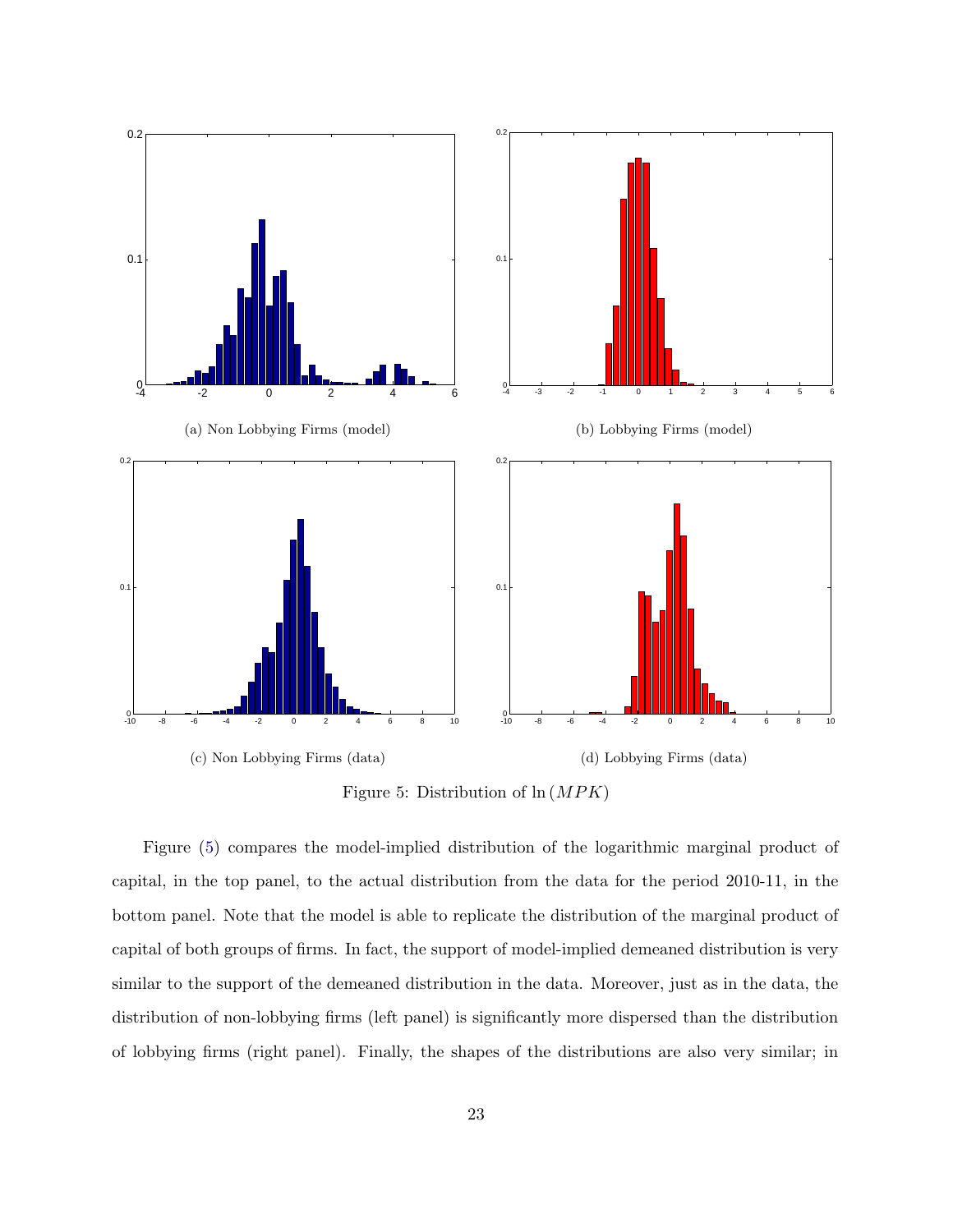(a) Non Lobbying Firms (model)

(b) Lobbying Firms (model)

(c) Non Lobbying Firms (data)

(d) Lobbying Firms (data)

Figure 5: Distribution of $\ln(MPK)$

Figure (5) compares the model-implied distribution of the logarithmic marginal product of capital, in the top panel, to the actual distribution from the data for the period 2010-11, in the bottom panel. Note that the model is able to replicate the distribution of the marginal product of capital of both groups of firms. In fact, the support of model-implied demeaned distribution is very similar to the support of the demeaned distribution in the data. Moreover, just as in the data, the distribution of non-lobbying firms (left panel) is significantly more dispersed than the distribution of lobbying firms (right panel). Finally, the shapes of the distributions are also very similar; in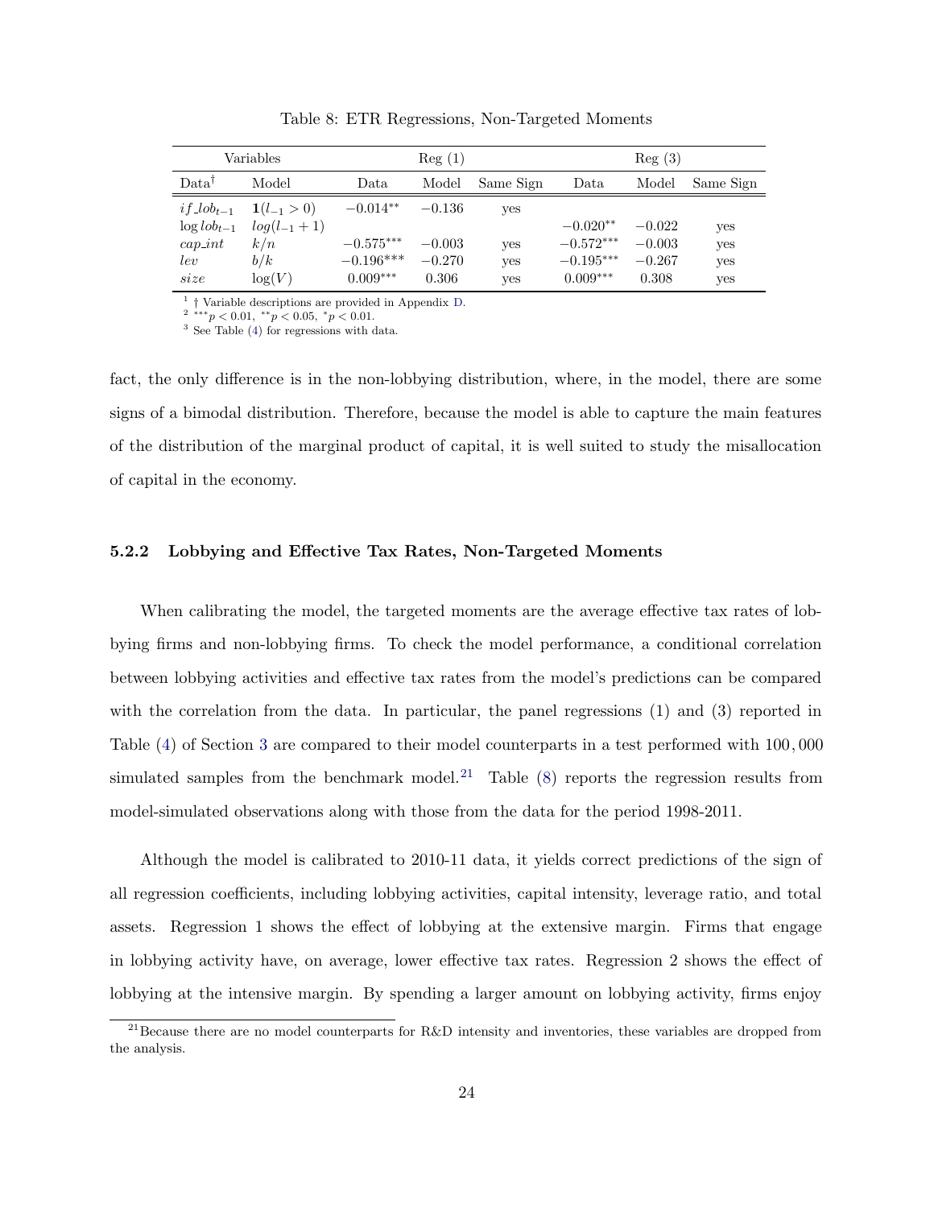Table 8: ETR Regressions, Non-Targeted Moments

| Variables | | Reg (1) | | | Reg (3) | | |
|---|---|---|---|---|---|---|---|
| Data[†] | Model | Data | Model | Same Sign | Data | Model | Same Sign |
| $if\_lob_{t-1}$ | $\mathbf{1}(l_{-1} > 0)$ | $-0.014^{**}$ | $-0.136$ | yes | | | |
| $\log lob_{t-1}$ | $log(l_{-1} + 1)$ | | | | $-0.020^{**}$ | $-0.022$ | yes |
| $cap\_int$ | $k/n$ | $-0.575^{***}$ | $-0.003$ | yes | $-0.572^{***}$ | $-0.003$ | yes |
| $lev$ | $b/k$ | $-0.196^{***}$ | $-0.270$ | yes | $-0.195^{***}$ | $-0.267$ | yes |
| $size$ | $\log(V)$ | $0.009^{***}$ | 0.306 | yes | $0.009^{***}$ | 0.308 | yes |

[1] † Variable descriptions are provided in Appendix D.
[2] $^{***}p < 0.01$, $^{**}p < 0.05$, $^{*}p < 0.01$.
[3] See Table (4) for regressions with data.

fact, the only difference is in the non-lobbying distribution, where, in the model, there are some signs of a bimodal distribution. Therefore, because the model is able to capture the main features of the distribution of the marginal product of capital, it is well suited to study the misallocation of capital in the economy.

### 5.2.2 Lobbying and Effective Tax Rates, Non-Targeted Moments

When calibrating the model, the targeted moments are the average effective tax rates of lobbying firms and non-lobbying firms. To check the model performance, a conditional correlation between lobbying activities and effective tax rates from the model's predictions can be compared with the correlation from the data. In particular, the panel regressions (1) and (3) reported in Table (4) of Section 3 are compared to their model counterparts in a test performed with 100,000 simulated samples from the benchmark model.[21] Table (8) reports the regression results from model-simulated observations along with those from the data for the period 1998-2011.

Although the model is calibrated to 2010-11 data, it yields correct predictions of the sign of all regression coefficients, including lobbying activities, capital intensity, leverage ratio, and total assets. Regression 1 shows the effect of lobbying at the extensive margin. Firms that engage in lobbying activity have, on average, lower effective tax rates. Regression 2 shows the effect of lobbying at the intensive margin. By spending a larger amount on lobbying activity, firms enjoy

[21] Because there are no model counterparts for R&D intensity and inventories, these variables are dropped from the analysis.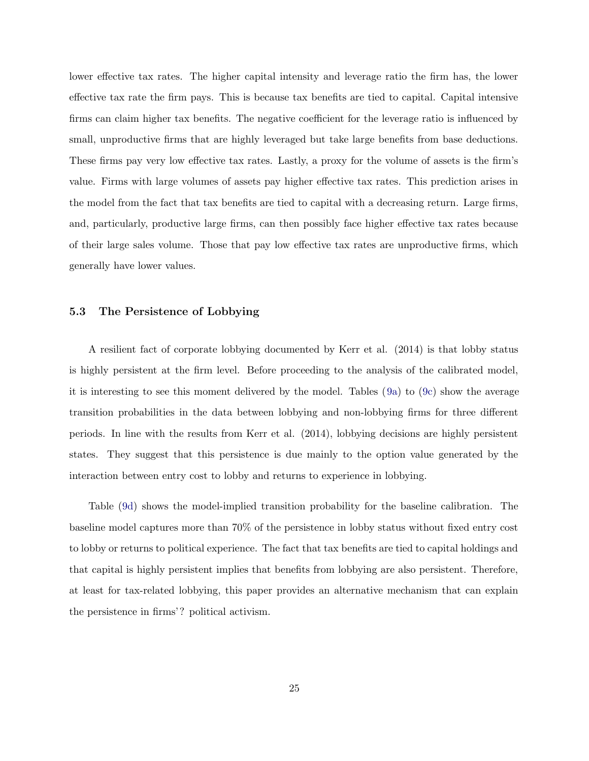lower effective tax rates. The higher capital intensity and leverage ratio the firm has, the lower effective tax rate the firm pays. This is because tax benefits are tied to capital. Capital intensive firms can claim higher tax benefits. The negative coefficient for the leverage ratio is influenced by small, unproductive firms that are highly leveraged but take large benefits from base deductions. These firms pay very low effective tax rates. Lastly, a proxy for the volume of assets is the firm's value. Firms with large volumes of assets pay higher effective tax rates. This prediction arises in the model from the fact that tax benefits are tied to capital with a decreasing return. Large firms, and, particularly, productive large firms, can then possibly face higher effective tax rates because of their large sales volume. Those that pay low effective tax rates are unproductive firms, which generally have lower values.

### 5.3 The Persistence of Lobbying

A resilient fact of corporate lobbying documented by Kerr et al. (2014) is that lobby status is highly persistent at the firm level. Before proceeding to the analysis of the calibrated model, it is interesting to see this moment delivered by the model. Tables (9a) to (9c) show the average transition probabilities in the data between lobbying and non-lobbying firms for three different periods. In line with the results from Kerr et al. (2014), lobbying decisions are highly persistent states. They suggest that this persistence is due mainly to the option value generated by the interaction between entry cost to lobby and returns to experience in lobbying.

Table (9d) shows the model-implied transition probability for the baseline calibration. The baseline model captures more than 70% of the persistence in lobby status without fixed entry cost to lobby or returns to political experience. The fact that tax benefits are tied to capital holdings and that capital is highly persistent implies that benefits from lobbying are also persistent. Therefore, at least for tax-related lobbying, this paper provides an alternative mechanism that can explain the persistence in firms'? political activism.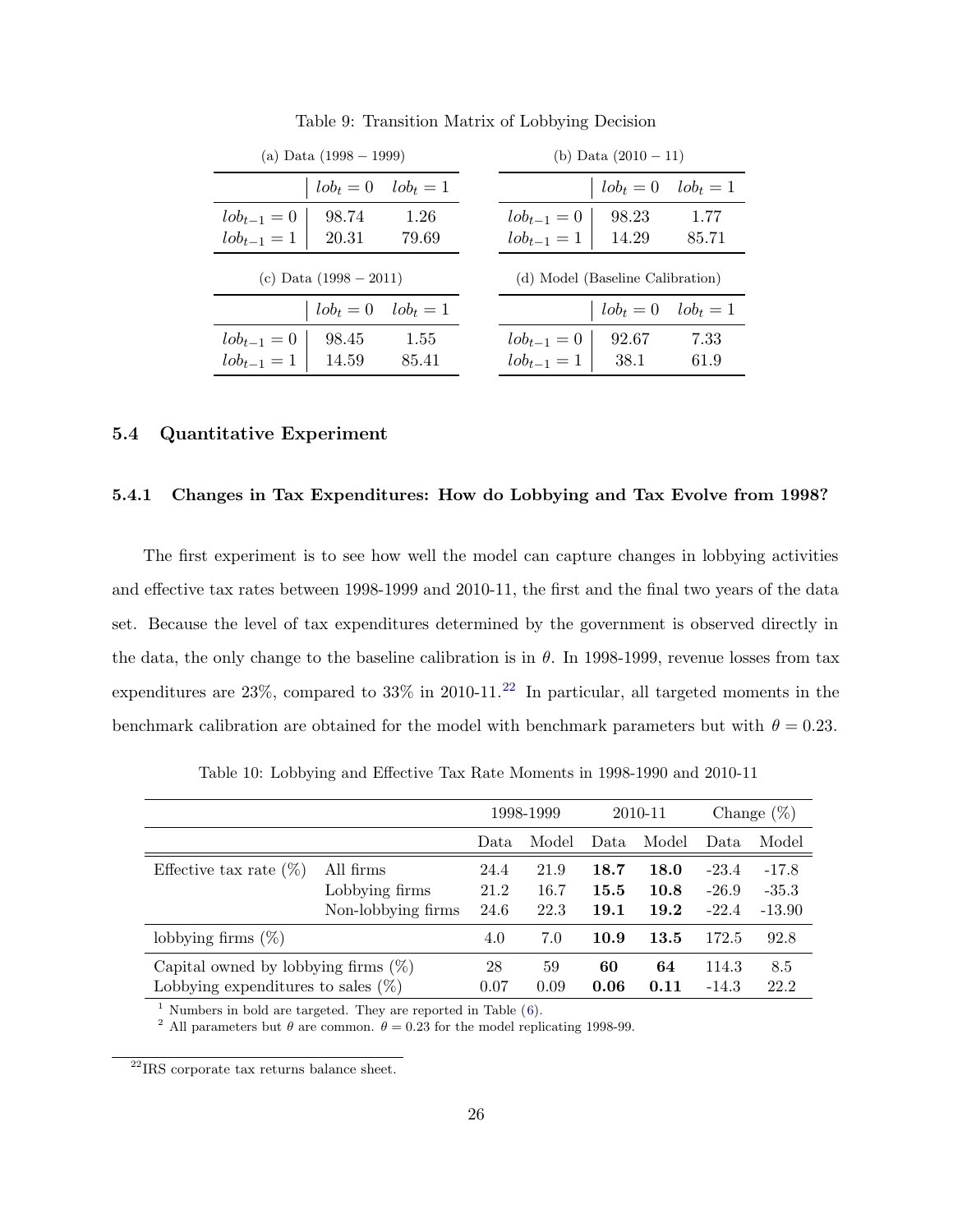Table 9: Transition Matrix of Lobbying Decision

(a) Data (1998 − 1999)

|  | $lob_t = 0$ | $lob_t = 1$ |
|---|---|---|
| $lob_{t-1} = 0$ | 98.74 | 1.26 |
| $lob_{t-1} = 1$ | 20.31 | 79.69 |

(b) Data (2010 − 11)

|  | $lob_t = 0$ | $lob_t = 1$ |
|---|---|---|
| $lob_{t-1} = 0$ | 98.23 | 1.77 |
| $lob_{t-1} = 1$ | 14.29 | 85.71 |

(c) Data (1998 − 2011)

|  | $lob_t = 0$ | $lob_t = 1$ |
|---|---|---|
| $lob_{t-1} = 0$ | 98.45 | 1.55 |
| $lob_{t-1} = 1$ | 14.59 | 85.41 |

(d) Model (Baseline Calibration)

|  | $lob_t = 0$ | $lob_t = 1$ |
|---|---|---|
| $lob_{t-1} = 0$ | 92.67 | 7.33 |
| $lob_{t-1} = 1$ | 38.1 | 61.9 |

### 5.4 Quantitative Experiment

#### 5.4.1 Changes in Tax Expenditures: How do Lobbying and Tax Evolve from 1998?

The first experiment is to see how well the model can capture changes in lobbying activities and effective tax rates between 1998-1999 and 2010-11, the first and the final two years of the data set. Because the level of tax expenditures determined by the government is observed directly in the data, the only change to the baseline calibration is in $\theta$. In 1998-1999, revenue losses from tax expenditures are 23%, compared to 33% in 2010-11.[22] In particular, all targeted moments in the benchmark calibration are obtained for the model with benchmark parameters but with $\theta = 0.23$.

Table 10: Lobbying and Effective Tax Rate Moments in 1998-1990 and 2010-11

|  |  | 1998-1999 |  | 2010-11 |  | Change (%) |  |
|---|---|---|---|---|---|---|---|
|  |  | Data | Model | Data | Model | Data | Model |
| Effective tax rate (%) | All firms | 24.4 | 21.9 | **18.7** | **18.0** | -23.4 | -17.8 |
|  | Lobbying firms | 21.2 | 16.7 | **15.5** | **10.8** | -26.9 | -35.3 |
|  | Non-lobbying firms | 24.6 | 22.3 | **19.1** | **19.2** | -22.4 | -13.90 |
| lobbying firms (%) |  | 4.0 | 7.0 | **10.9** | **13.5** | 172.5 | 92.8 |
| Capital owned by lobbying firms (%) |  | 28 | 59 | **60** | **64** | 114.3 | 8.5 |
| Lobbying expenditures to sales (%) |  | 0.07 | 0.09 | **0.06** | **0.11** | -14.3 | 22.2 |

[1] Numbers in bold are targeted. They are reported in Table (6).
[2] All parameters but $\theta$ are common. $\theta = 0.23$ for the model replicating 1998-99.

[22] IRS corporate tax returns balance sheet.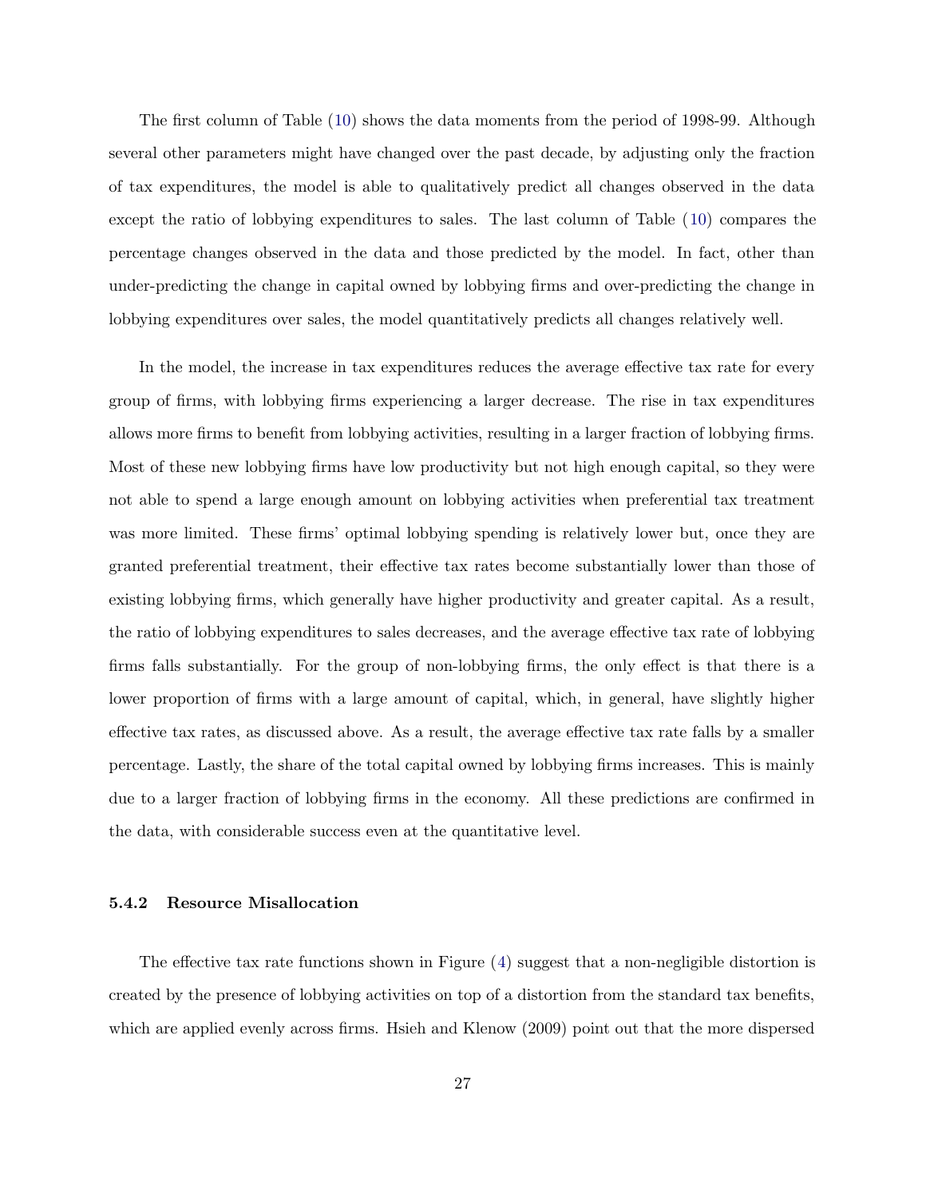The first column of Table (10) shows the data moments from the period of 1998-99. Although several other parameters might have changed over the past decade, by adjusting only the fraction of tax expenditures, the model is able to qualitatively predict all changes observed in the data except the ratio of lobbying expenditures to sales. The last column of Table (10) compares the percentage changes observed in the data and those predicted by the model. In fact, other than under-predicting the change in capital owned by lobbying firms and over-predicting the change in lobbying expenditures over sales, the model quantitatively predicts all changes relatively well.

In the model, the increase in tax expenditures reduces the average effective tax rate for every group of firms, with lobbying firms experiencing a larger decrease. The rise in tax expenditures allows more firms to benefit from lobbying activities, resulting in a larger fraction of lobbying firms. Most of these new lobbying firms have low productivity but not high enough capital, so they were not able to spend a large enough amount on lobbying activities when preferential tax treatment was more limited. These firms' optimal lobbying spending is relatively lower but, once they are granted preferential treatment, their effective tax rates become substantially lower than those of existing lobbying firms, which generally have higher productivity and greater capital. As a result, the ratio of lobbying expenditures to sales decreases, and the average effective tax rate of lobbying firms falls substantially. For the group of non-lobbying firms, the only effect is that there is a lower proportion of firms with a large amount of capital, which, in general, have slightly higher effective tax rates, as discussed above. As a result, the average effective tax rate falls by a smaller percentage. Lastly, the share of the total capital owned by lobbying firms increases. This is mainly due to a larger fraction of lobbying firms in the economy. All these predictions are confirmed in the data, with considerable success even at the quantitative level.

### 5.4.2 Resource Misallocation

The effective tax rate functions shown in Figure (4) suggest that a non-negligible distortion is created by the presence of lobbying activities on top of a distortion from the standard tax benefits, which are applied evenly across firms. Hsieh and Klenow (2009) point out that the more dispersed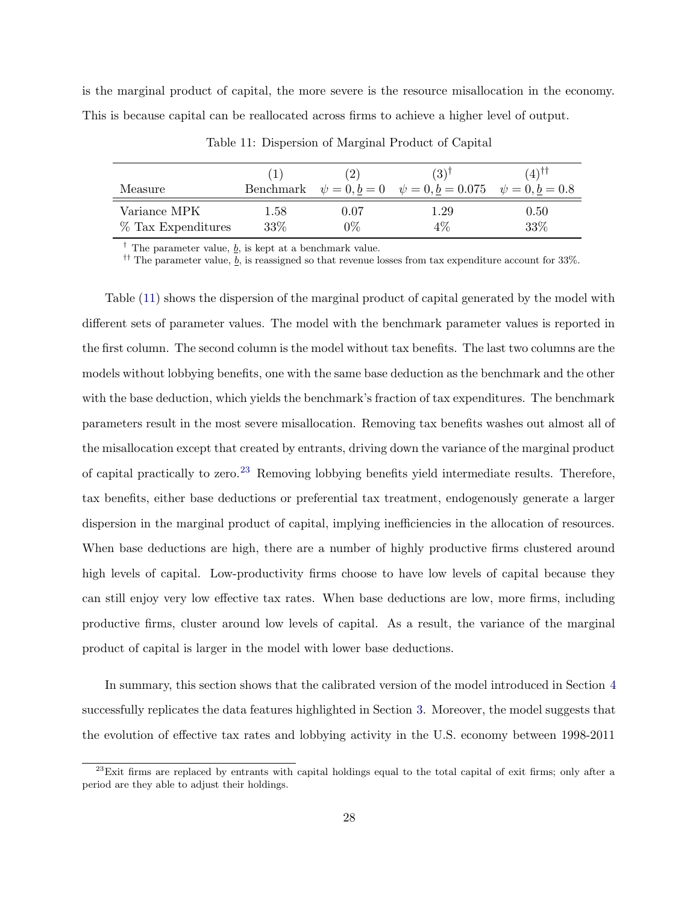is the marginal product of capital, the more severe is the resource misallocation in the economy. This is because capital can be reallocated across firms to achieve a higher level of output.

Table 11: Dispersion of Marginal Product of Capital

| Measure | (1) Benchmark | (2) $\psi = 0, \underline{b} = 0$ | (3)$^{\dagger}$ $\psi = 0, \underline{b} = 0.075$ | (4)$^{\dagger\dagger}$ $\psi = 0, \underline{b} = 0.8$ |
|---|---|---|---|---|
| Variance MPK | 1.58 | 0.07 | 1.29 | 0.50 |
| % Tax Expenditures | 33% | 0% | 4% | 33% |

$^{\dagger}$ The parameter value, $\underline{b}$, is kept at a benchmark value.
$^{\dagger\dagger}$ The parameter value, $\underline{b}$, is reassigned so that revenue losses from tax expenditure account for 33%.

Table (11) shows the dispersion of the marginal product of capital generated by the model with different sets of parameter values. The model with the benchmark parameter values is reported in the first column. The second column is the model without tax benefits. The last two columns are the models without lobbying benefits, one with the same base deduction as the benchmark and the other with the base deduction, which yields the benchmark's fraction of tax expenditures. The benchmark parameters result in the most severe misallocation. Removing tax benefits washes out almost all of the misallocation except that created by entrants, driving down the variance of the marginal product of capital practically to zero.[23] Removing lobbying benefits yield intermediate results. Therefore, tax benefits, either base deductions or preferential tax treatment, endogenously generate a larger dispersion in the marginal product of capital, implying inefficiencies in the allocation of resources. When base deductions are high, there are a number of highly productive firms clustered around high levels of capital. Low-productivity firms choose to have low levels of capital because they can still enjoy very low effective tax rates. When base deductions are low, more firms, including productive firms, cluster around low levels of capital. As a result, the variance of the marginal product of capital is larger in the model with lower base deductions.

In summary, this section shows that the calibrated version of the model introduced in Section 4 successfully replicates the data features highlighted in Section 3. Moreover, the model suggests that the evolution of effective tax rates and lobbying activity in the U.S. economy between 1998-2011

[23] Exit firms are replaced by entrants with capital holdings equal to the total capital of exit firms; only after a period are they able to adjust their holdings.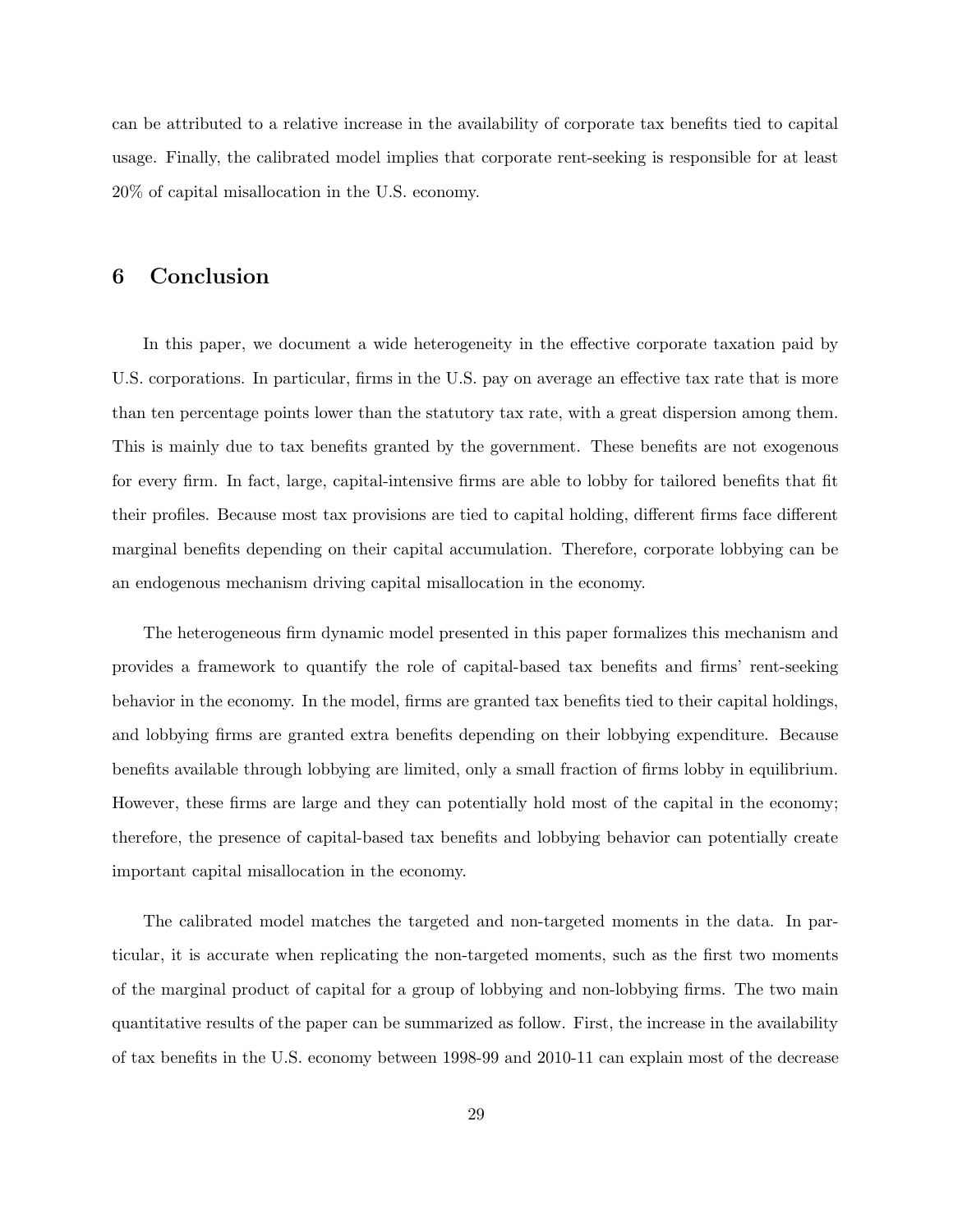can be attributed to a relative increase in the availability of corporate tax benefits tied to capital usage. Finally, the calibrated model implies that corporate rent-seeking is responsible for at least 20% of capital misallocation in the U.S. economy.

# 6 Conclusion

In this paper, we document a wide heterogeneity in the effective corporate taxation paid by U.S. corporations. In particular, firms in the U.S. pay on average an effective tax rate that is more than ten percentage points lower than the statutory tax rate, with a great dispersion among them. This is mainly due to tax benefits granted by the government. These benefits are not exogenous for every firm. In fact, large, capital-intensive firms are able to lobby for tailored benefits that fit their profiles. Because most tax provisions are tied to capital holding, different firms face different marginal benefits depending on their capital accumulation. Therefore, corporate lobbying can be an endogenous mechanism driving capital misallocation in the economy.

The heterogeneous firm dynamic model presented in this paper formalizes this mechanism and provides a framework to quantify the role of capital-based tax benefits and firms' rent-seeking behavior in the economy. In the model, firms are granted tax benefits tied to their capital holdings, and lobbying firms are granted extra benefits depending on their lobbying expenditure. Because benefits available through lobbying are limited, only a small fraction of firms lobby in equilibrium. However, these firms are large and they can potentially hold most of the capital in the economy; therefore, the presence of capital-based tax benefits and lobbying behavior can potentially create important capital misallocation in the economy.

The calibrated model matches the targeted and non-targeted moments in the data. In particular, it is accurate when replicating the non-targeted moments, such as the first two moments of the marginal product of capital for a group of lobbying and non-lobbying firms. The two main quantitative results of the paper can be summarized as follow. First, the increase in the availability of tax benefits in the U.S. economy between 1998-99 and 2010-11 can explain most of the decrease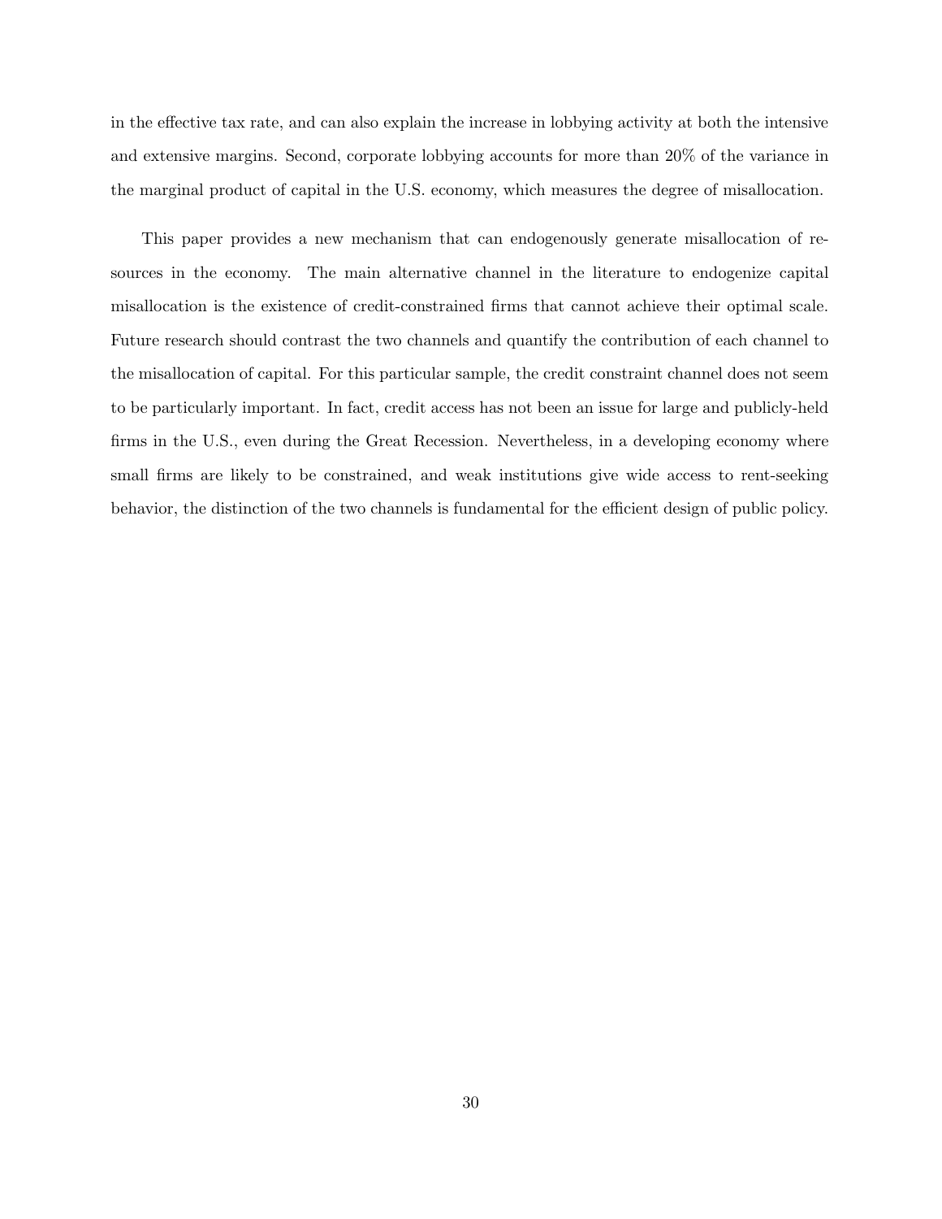in the effective tax rate, and can also explain the increase in lobbying activity at both the intensive and extensive margins. Second, corporate lobbying accounts for more than 20% of the variance in the marginal product of capital in the U.S. economy, which measures the degree of misallocation.

This paper provides a new mechanism that can endogenously generate misallocation of resources in the economy. The main alternative channel in the literature to endogenize capital misallocation is the existence of credit-constrained firms that cannot achieve their optimal scale. Future research should contrast the two channels and quantify the contribution of each channel to the misallocation of capital. For this particular sample, the credit constraint channel does not seem to be particularly important. In fact, credit access has not been an issue for large and publicly-held firms in the U.S., even during the Great Recession. Nevertheless, in a developing economy where small firms are likely to be constrained, and weak institutions give wide access to rent-seeking behavior, the distinction of the two channels is fundamental for the efficient design of public policy.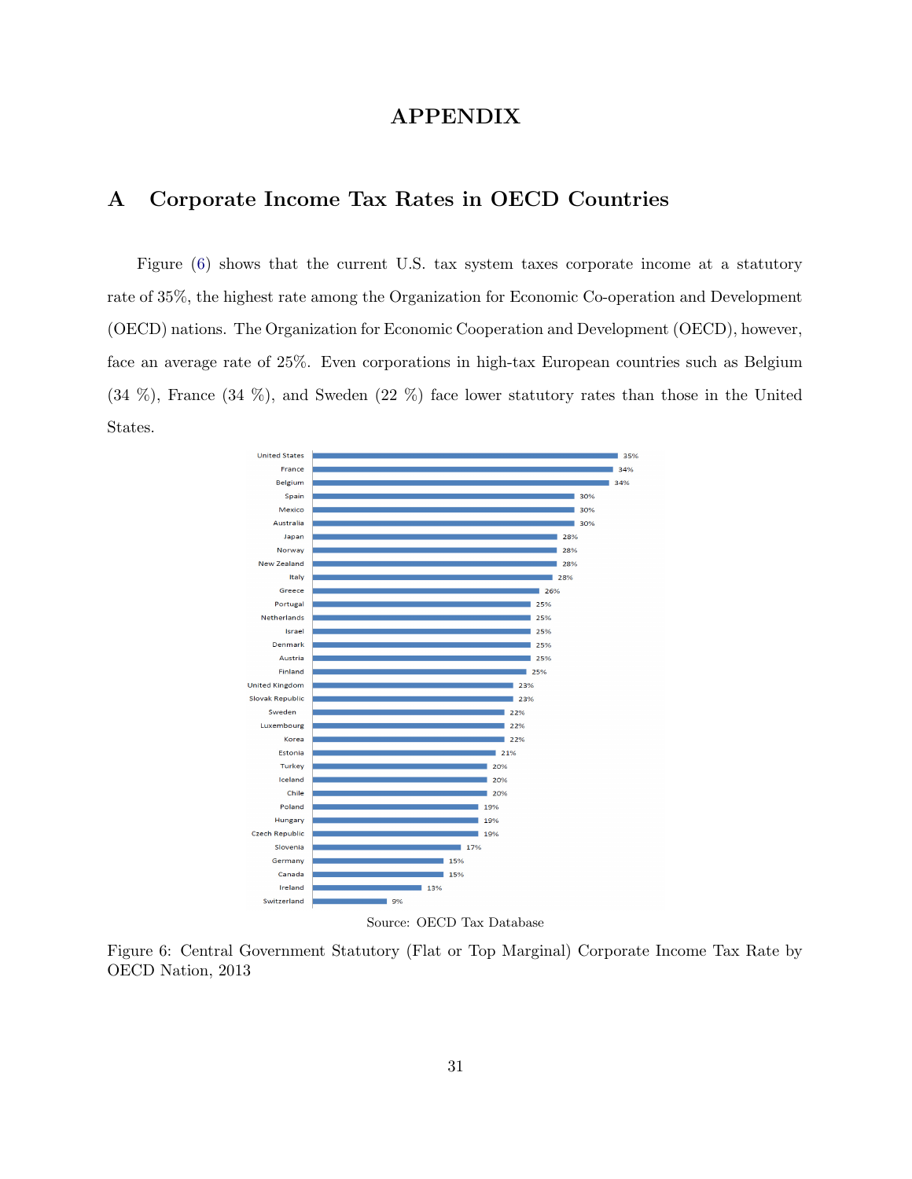# APPENDIX

## A Corporate Income Tax Rates in OECD Countries

Figure (6) shows that the current U.S. tax system taxes corporate income at a statutory rate of 35%, the highest rate among the Organization for Economic Co-operation and Development (OECD) nations. The Organization for Economic Cooperation and Development (OECD), however, face an average rate of 25%. Even corporations in high-tax European countries such as Belgium (34 %), France (34 %), and Sweden (22 %) face lower statutory rates than those in the United States.

| Country | Rate |
|---|---|
| United States | 35% |
| France | 34% |
| Belgium | 34% |
| Spain | 30% |
| Mexico | 30% |
| Australia | 30% |
| Japan | 28% |
| Norway | 28% |
| New Zealand | 28% |
| Italy | 28% |
| Greece | 26% |
| Portugal | 25% |
| Netherlands | 25% |
| Israel | 25% |
| Denmark | 25% |
| Austria | 25% |
| Finland | 25% |
| United Kingdom | 23% |
| Slovak Republic | 23% |
| Sweden | 22% |
| Luxembourg | 22% |
| Korea | 22% |
| Estonia | 21% |
| Turkey | 20% |
| Iceland | 20% |
| Chile | 20% |
| Poland | 19% |
| Hungary | 19% |
| Czech Republic | 19% |
| Slovenia | 17% |
| Germany | 15% |
| Canada | 15% |
| Ireland | 13% |
| Switzerland | 9% |

Source: OECD Tax Database

Figure 6: Central Government Statutory (Flat or Top Marginal) Corporate Income Tax Rate by OECD Nation, 2013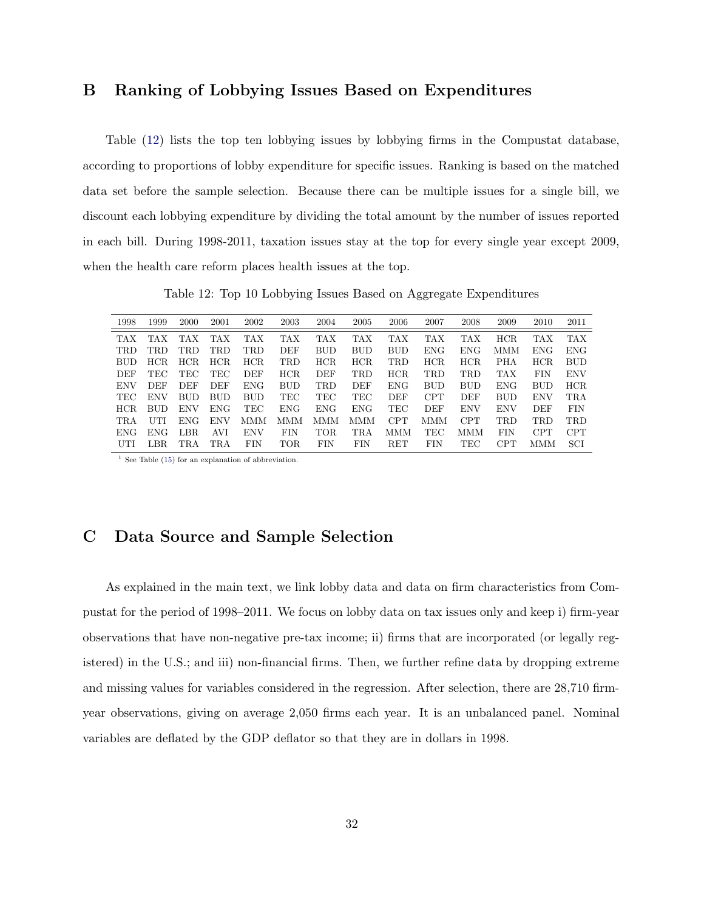## B Ranking of Lobbying Issues Based on Expenditures

Table (12) lists the top ten lobbying issues by lobbying firms in the Compustat database, according to proportions of lobby expenditure for specific issues. Ranking is based on the matched data set before the sample selection. Because there can be multiple issues for a single bill, we discount each lobbying expenditure by dividing the total amount by the number of issues reported in each bill. During 1998-2011, taxation issues stay at the top for every single year except 2009, when the health care reform places health issues at the top.

Table 12: Top 10 Lobbying Issues Based on Aggregate Expenditures

| 1998 | 1999 | 2000 | 2001 | 2002 | 2003 | 2004 | 2005 | 2006 | 2007 | 2008 | 2009 | 2010 | 2011 |
|---|---|---|---|---|---|---|---|---|---|---|---|---|---|
| TAX | TAX | TAX | TAX | TAX | TAX | TAX | TAX | TAX | TAX | TAX | HCR | TAX | TAX |
| TRD | TRD | TRD | TRD | TRD | DEF | BUD | BUD | BUD | ENG | ENG | MMM | ENG | ENG |
| BUD | HCR | HCR | HCR | HCR | TRD | HCR | HCR | TRD | HCR | HCR | PHA | HCR | BUD |
| DEF | TEC | TEC | TEC | DEF | HCR | DEF | TRD | HCR | TRD | TRD | TAX | FIN | ENV |
| ENV | DEF | DEF | DEF | ENG | BUD | TRD | DEF | ENG | BUD | BUD | ENG | BUD | HCR |
| TEC | ENV | BUD | BUD | BUD | TEC | TEC | TEC | DEF | CPT | DEF | BUD | ENV | TRA |
| HCR | BUD | ENV | ENG | TEC | ENG | ENG | ENG | TEC | DEF | ENV | ENV | DEF | FIN |
| TRA | UTI | ENG | ENV | MMM | MMM | MMM | MMM | CPT | MMM | CPT | TRD | TRD | TRD |
| ENG | ENG | LBR | AVI | ENV | FIN | TOR | TRA | MMM | TEC | MMM | FIN | CPT | CPT |
| UTI | LBR | TRA | TRA | FIN | TOR | FIN | FIN | RET | FIN | TEC | CPT | MMM | SCI |

[1] See Table (15) for an explanation of abbreviation.

## C Data Source and Sample Selection

As explained in the main text, we link lobby data and data on firm characteristics from Compustat for the period of 1998–2011. We focus on lobby data on tax issues only and keep i) firm-year observations that have non-negative pre-tax income; ii) firms that are incorporated (or legally registered) in the U.S.; and iii) non-financial firms. Then, we further refine data by dropping extreme and missing values for variables considered in the regression. After selection, there are 28,710 firm-year observations, giving on average 2,050 firms each year. It is an unbalanced panel. Nominal variables are deflated by the GDP deflator so that they are in dollars in 1998.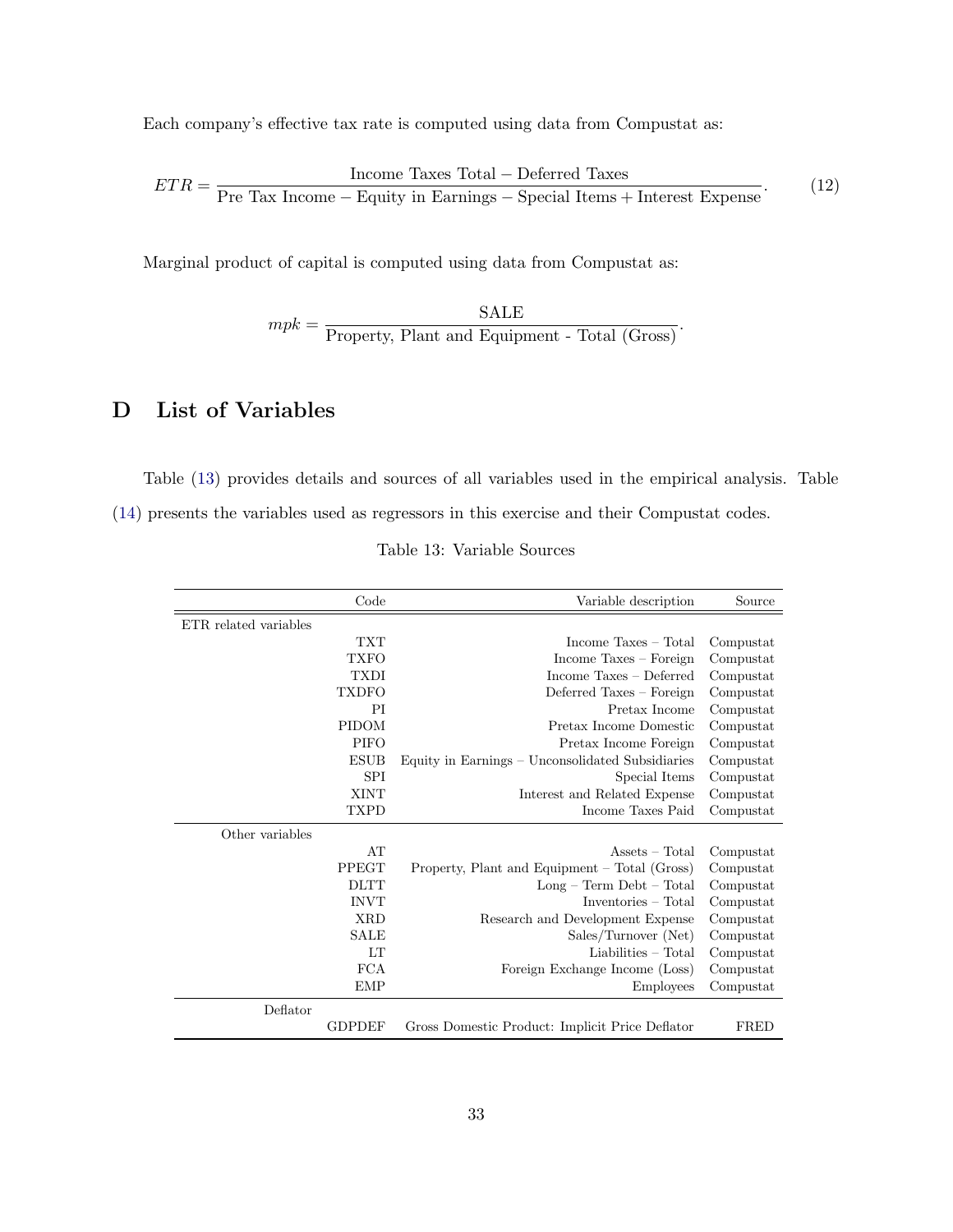Each company's effective tax rate is computed using data from Compustat as:

$$ETR = \frac{\text{Income Taxes Total} - \text{Deferred Taxes}}{\text{Pre Tax Income} - \text{Equity in Earnings} - \text{Special Items} + \text{Interest Expense}}. \tag{12}$$

Marginal product of capital is computed using data from Compustat as:

$$mpk = \frac{\text{SALE}}{\text{Property, Plant and Equipment - Total (Gross)}}.$$

# D List of Variables

Table (13) provides details and sources of all variables used in the empirical analysis. Table (14) presents the variables used as regressors in this exercise and their Compustat codes.

Table 13: Variable Sources

| | Code | Variable description | Source |
|---|---|---|---|
| ETR related variables | | | |
| | TXT | Income Taxes – Total | Compustat |
| | TXFO | Income Taxes – Foreign | Compustat |
| | TXDI | Income Taxes – Deferred | Compustat |
| | TXDFO | Deferred Taxes – Foreign | Compustat |
| | PI | Pretax Income | Compustat |
| | PIDOM | Pretax Income Domestic | Compustat |
| | PIFO | Pretax Income Foreign | Compustat |
| | ESUB | Equity in Earnings – Unconsolidated Subsidiaries | Compustat |
| | SPI | Special Items | Compustat |
| | XINT | Interest and Related Expense | Compustat |
| | TXPD | Income Taxes Paid | Compustat |
| Other variables | | | |
| | AT | Assets – Total | Compustat |
| | PPEGT | Property, Plant and Equipment – Total (Gross) | Compustat |
| | DLTT | Long – Term Debt – Total | Compustat |
| | INVT | Inventories – Total | Compustat |
| | XRD | Research and Development Expense | Compustat |
| | SALE | Sales/Turnover (Net) | Compustat |
| | LT | Liabilities – Total | Compustat |
| | FCA | Foreign Exchange Income (Loss) | Compustat |
| | EMP | Employees | Compustat |
| Deflator | | | |
| | GDPDEF | Gross Domestic Product: Implicit Price Deflator | FRED |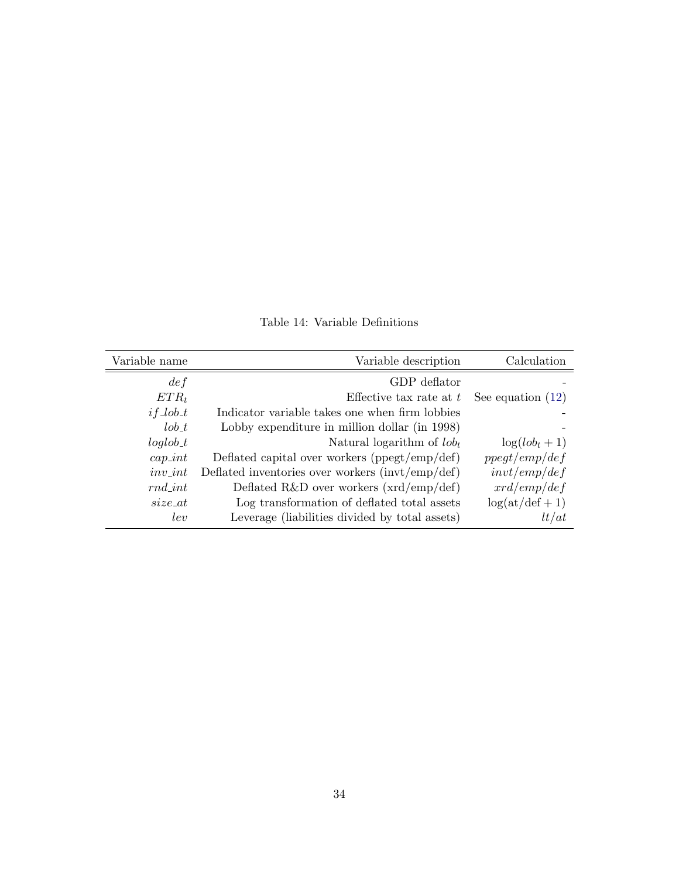Table 14: Variable Definitions

| Variable name | Variable description | Calculation |
|---|---|---|
| $def$ | GDP deflator | - |
| $ETR_t$ | Effective tax rate at $t$ | See equation (12) |
| $if\_lob\_t$ | Indicator variable takes one when firm lobbies | - |
| $lob\_t$ | Lobby expenditure in million dollar (in 1998) | - |
| $loglob\_t$ | Natural logarithm of $lob_t$ | $\log(lob_t + 1)$ |
| $cap\_int$ | Deflated capital over workers (ppegt/emp/def) | $ppegt/emp/def$ |
| $inv\_int$ | Deflated inventories over workers (invt/emp/def) | $invt/emp/def$ |
| $rnd\_int$ | Deflated R&D over workers (xrd/emp/def) | $xrd/emp/def$ |
| $size\_at$ | Log transformation of deflated total assets | $\log(\text{at}/\text{def} + 1)$ |
| $lev$ | Leverage (liabilities divided by total assets) | $lt/at$ |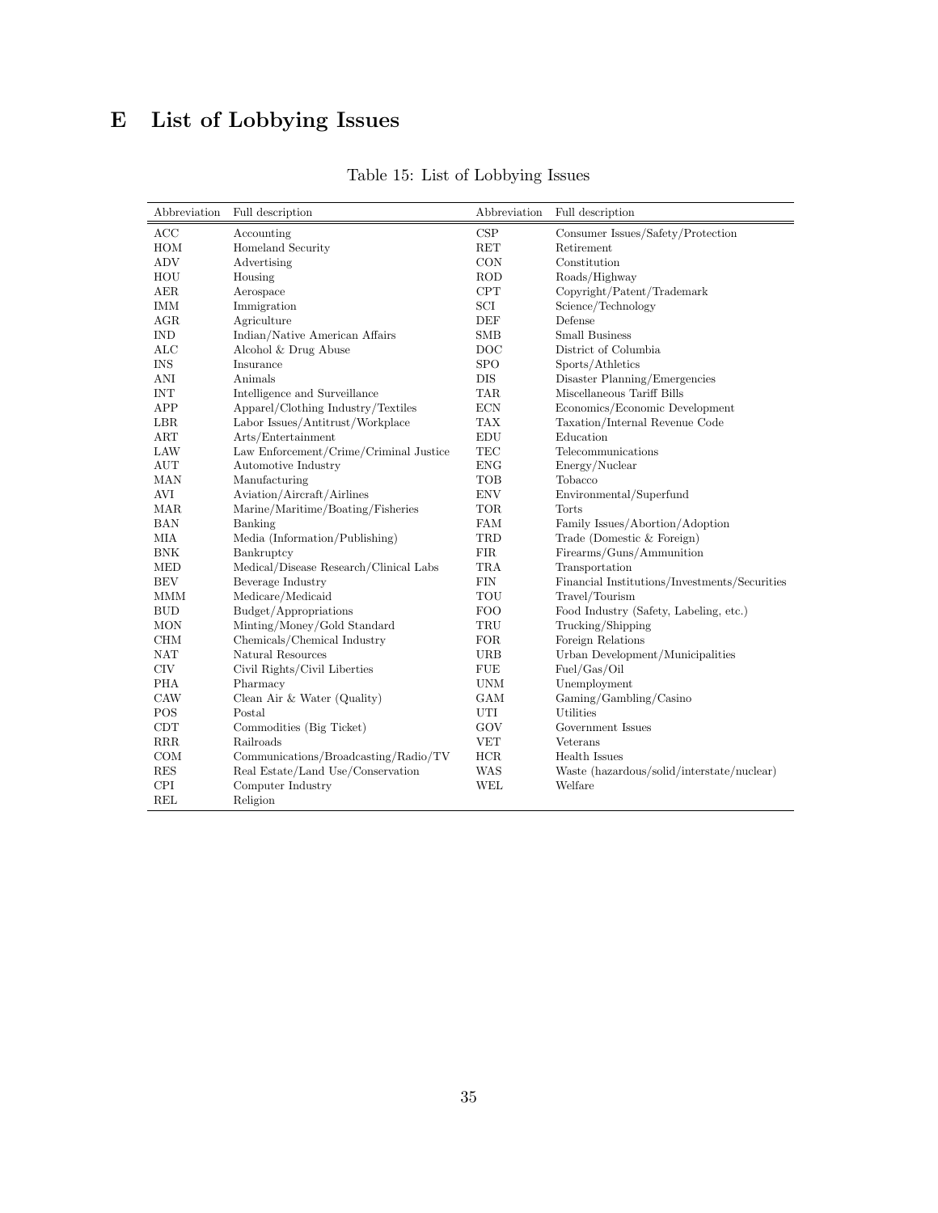# E List of Lobbying Issues

Table 15: List of Lobbying Issues

| Abbreviation | Full description | Abbreviation | Full description |
|---|---|---|---|
| ACC | Accounting | CSP | Consumer Issues/Safety/Protection |
| HOM | Homeland Security | RET | Retirement |
| ADV | Advertising | CON | Constitution |
| HOU | Housing | ROD | Roads/Highway |
| AER | Aerospace | CPT | Copyright/Patent/Trademark |
| IMM | Immigration | SCI | Science/Technology |
| AGR | Agriculture | DEF | Defense |
| IND | Indian/Native American Affairs | SMB | Small Business |
| ALC | Alcohol & Drug Abuse | DOC | District of Columbia |
| INS | Insurance | SPO | Sports/Athletics |
| ANI | Animals | DIS | Disaster Planning/Emergencies |
| INT | Intelligence and Surveillance | TAR | Miscellaneous Tariff Bills |
| APP | Apparel/Clothing Industry/Textiles | ECN | Economics/Economic Development |
| LBR | Labor Issues/Antitrust/Workplace | TAX | Taxation/Internal Revenue Code |
| ART | Arts/Entertainment | EDU | Education |
| LAW | Law Enforcement/Crime/Criminal Justice | TEC | Telecommunications |
| AUT | Automotive Industry | ENG | Energy/Nuclear |
| MAN | Manufacturing | TOB | Tobacco |
| AVI | Aviation/Aircraft/Airlines | ENV | Environmental/Superfund |
| MAR | Marine/Maritime/Boating/Fisheries | TOR | Torts |
| BAN | Banking | FAM | Family Issues/Abortion/Adoption |
| MIA | Media (Information/Publishing) | TRD | Trade (Domestic & Foreign) |
| BNK | Bankruptcy | FIR | Firearms/Guns/Ammunition |
| MED | Medical/Disease Research/Clinical Labs | TRA | Transportation |
| BEV | Beverage Industry | FIN | Financial Institutions/Investments/Securities |
| MMM | Medicare/Medicaid | TOU | Travel/Tourism |
| BUD | Budget/Appropriations | FOO | Food Industry (Safety, Labeling, etc.) |
| MON | Minting/Money/Gold Standard | TRU | Trucking/Shipping |
| CHM | Chemicals/Chemical Industry | FOR | Foreign Relations |
| NAT | Natural Resources | URB | Urban Development/Municipalities |
| CIV | Civil Rights/Civil Liberties | FUE | Fuel/Gas/Oil |
| PHA | Pharmacy | UNM | Unemployment |
| CAW | Clean Air & Water (Quality) | GAM | Gaming/Gambling/Casino |
| POS | Postal | UTI | Utilities |
| CDT | Commodities (Big Ticket) | GOV | Government Issues |
| RRR | Railroads | VET | Veterans |
| COM | Communications/Broadcasting/Radio/TV | HCR | Health Issues |
| RES | Real Estate/Land Use/Conservation | WAS | Waste (hazardous/solid/interstate/nuclear) |
| CPI | Computer Industry | WEL | Welfare |
| REL | Religion | | |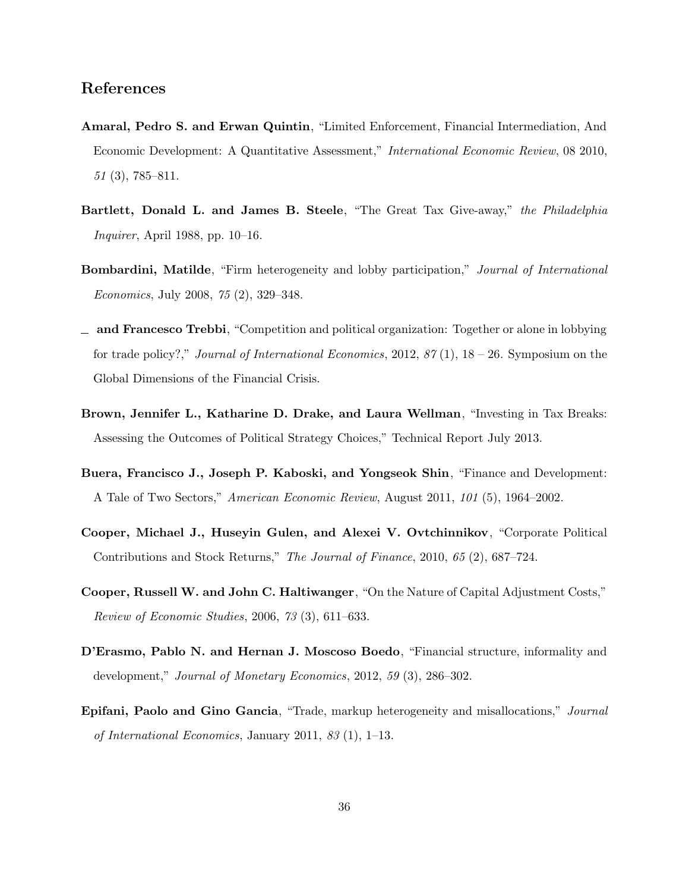## References

**Amaral, Pedro S. and Erwan Quintin**, "Limited Enforcement, Financial Intermediation, And Economic Development: A Quantitative Assessment," *International Economic Review*, 08 2010, *51* (3), 785–811.

**Bartlett, Donald L. and James B. Steele**, "The Great Tax Give-away," *the Philadelphia Inquirer*, April 1988, pp. 10–16.

**Bombardini, Matilde**, "Firm heterogeneity and lobby participation," *Journal of International Economics*, July 2008, *75* (2), 329–348.

_ **and Francesco Trebbi**, "Competition and political organization: Together or alone in lobbying for trade policy?," *Journal of International Economics*, 2012, *87* (1), 18 – 26. Symposium on the Global Dimensions of the Financial Crisis.

**Brown, Jennifer L., Katharine D. Drake, and Laura Wellman**, "Investing in Tax Breaks: Assessing the Outcomes of Political Strategy Choices," Technical Report July 2013.

**Buera, Francisco J., Joseph P. Kaboski, and Yongseok Shin**, "Finance and Development: A Tale of Two Sectors," *American Economic Review*, August 2011, *101* (5), 1964–2002.

**Cooper, Michael J., Huseyin Gulen, and Alexei V. Ovtchinnikov**, "Corporate Political Contributions and Stock Returns," *The Journal of Finance*, 2010, *65* (2), 687–724.

**Cooper, Russell W. and John C. Haltiwanger**, "On the Nature of Capital Adjustment Costs," *Review of Economic Studies*, 2006, *73* (3), 611–633.

**D'Erasmo, Pablo N. and Hernan J. Moscoso Boedo**, "Financial structure, informality and development," *Journal of Monetary Economics*, 2012, *59* (3), 286–302.

**Epifani, Paolo and Gino Gancia**, "Trade, markup heterogeneity and misallocations," *Journal of International Economics*, January 2011, *83* (1), 1–13.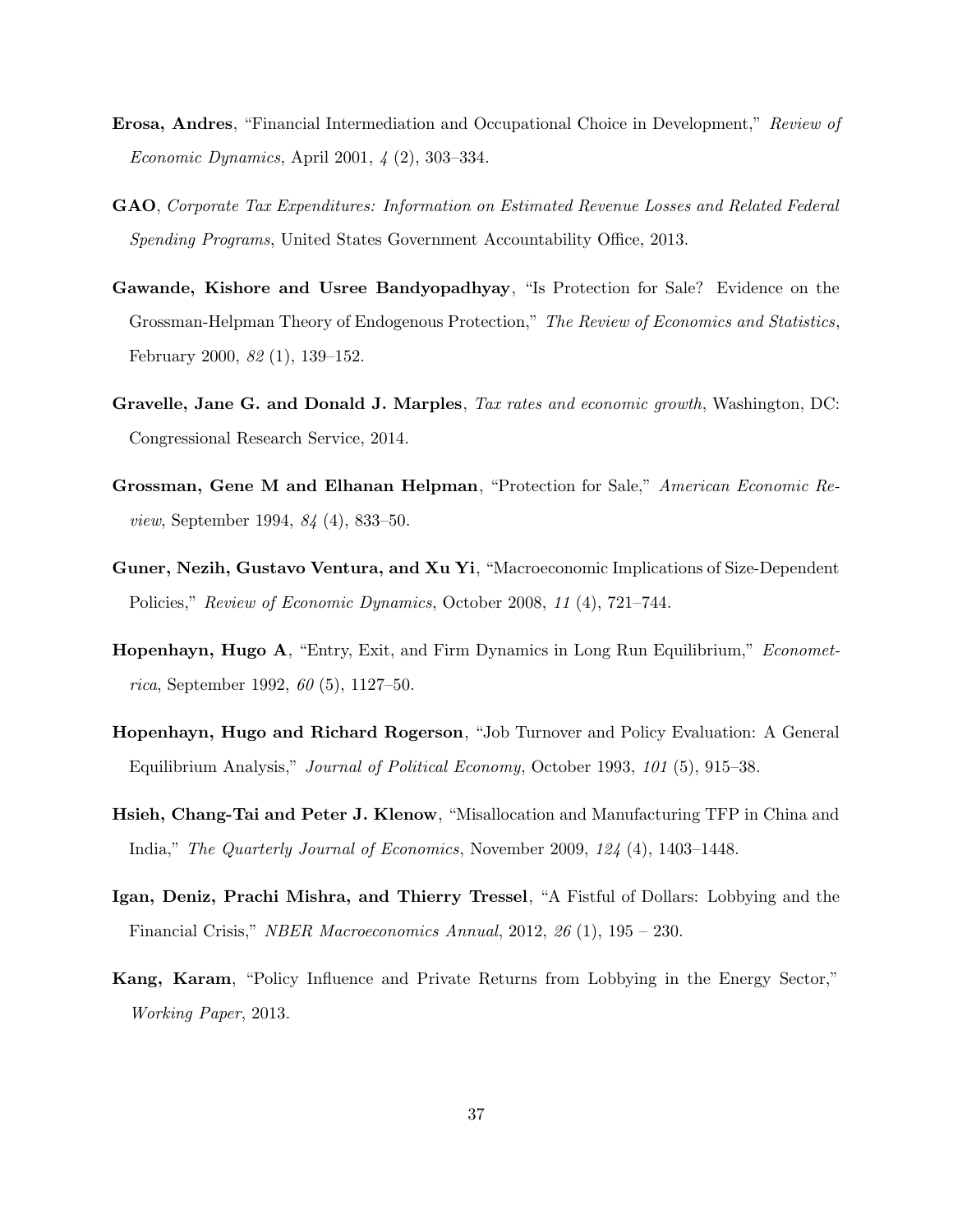**Erosa, Andres**, "Financial Intermediation and Occupational Choice in Development," *Review of Economic Dynamics*, April 2001, *4* (2), 303–334.

**GAO**, *Corporate Tax Expenditures: Information on Estimated Revenue Losses and Related Federal Spending Programs*, United States Government Accountability Office, 2013.

**Gawande, Kishore and Usree Bandyopadhyay**, "Is Protection for Sale? Evidence on the Grossman-Helpman Theory of Endogenous Protection," *The Review of Economics and Statistics*, February 2000, *82* (1), 139–152.

**Gravelle, Jane G. and Donald J. Marples**, *Tax rates and economic growth*, Washington, DC: Congressional Research Service, 2014.

**Grossman, Gene M and Elhanan Helpman**, "Protection for Sale," *American Economic Review*, September 1994, *84* (4), 833–50.

**Guner, Nezih, Gustavo Ventura, and Xu Yi**, "Macroeconomic Implications of Size-Dependent Policies," *Review of Economic Dynamics*, October 2008, *11* (4), 721–744.

**Hopenhayn, Hugo A**, "Entry, Exit, and Firm Dynamics in Long Run Equilibrium," *Econometrica*, September 1992, *60* (5), 1127–50.

**Hopenhayn, Hugo and Richard Rogerson**, "Job Turnover and Policy Evaluation: A General Equilibrium Analysis," *Journal of Political Economy*, October 1993, *101* (5), 915–38.

**Hsieh, Chang-Tai and Peter J. Klenow**, "Misallocation and Manufacturing TFP in China and India," *The Quarterly Journal of Economics*, November 2009, *124* (4), 1403–1448.

**Igan, Deniz, Prachi Mishra, and Thierry Tressel**, "A Fistful of Dollars: Lobbying and the Financial Crisis," *NBER Macroeconomics Annual*, 2012, *26* (1), 195 – 230.

**Kang, Karam**, "Policy Influence and Private Returns from Lobbying in the Energy Sector," *Working Paper*, 2013.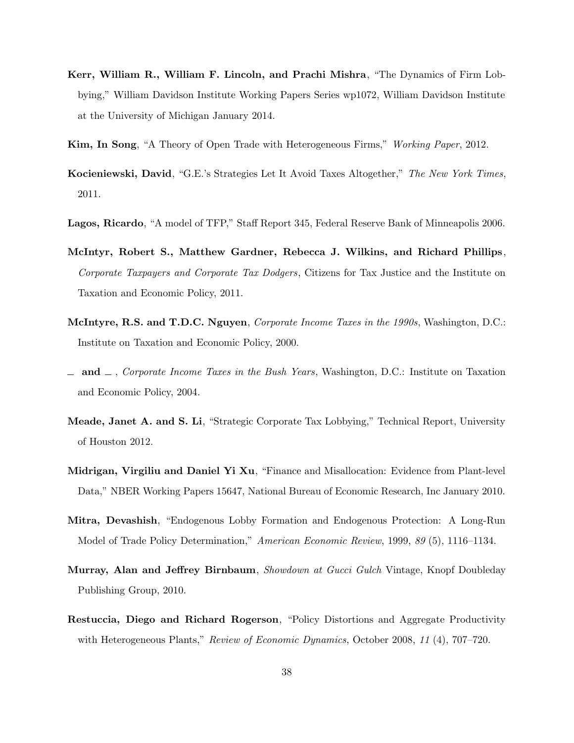**Kerr, William R., William F. Lincoln, and Prachi Mishra**, "The Dynamics of Firm Lobbying," William Davidson Institute Working Papers Series wp1072, William Davidson Institute at the University of Michigan January 2014.

**Kim, In Song**, "A Theory of Open Trade with Heterogeneous Firms," *Working Paper*, 2012.

**Kocieniewski, David**, "G.E.'s Strategies Let It Avoid Taxes Altogether," *The New York Times*, 2011.

**Lagos, Ricardo**, "A model of TFP," Staff Report 345, Federal Reserve Bank of Minneapolis 2006.

**McIntyr, Robert S., Matthew Gardner, Rebecca J. Wilkins, and Richard Phillips**, *Corporate Taxpayers and Corporate Tax Dodgers*, Citizens for Tax Justice and the Institute on Taxation and Economic Policy, 2011.

**McIntyre, R.S. and T.D.C. Nguyen**, *Corporate Income Taxes in the 1990s*, Washington, D.C.: Institute on Taxation and Economic Policy, 2000.

**\_ and \_** , *Corporate Income Taxes in the Bush Years*, Washington, D.C.: Institute on Taxation and Economic Policy, 2004.

**Meade, Janet A. and S. Li**, "Strategic Corporate Tax Lobbying," Technical Report, University of Houston 2012.

**Midrigan, Virgiliu and Daniel Yi Xu**, "Finance and Misallocation: Evidence from Plant-level Data," NBER Working Papers 15647, National Bureau of Economic Research, Inc January 2010.

**Mitra, Devashish**, "Endogenous Lobby Formation and Endogenous Protection: A Long-Run Model of Trade Policy Determination," *American Economic Review*, 1999, *89* (5), 1116–1134.

**Murray, Alan and Jeffrey Birnbaum**, *Showdown at Gucci Gulch* Vintage, Knopf Doubleday Publishing Group, 2010.

**Restuccia, Diego and Richard Rogerson**, "Policy Distortions and Aggregate Productivity with Heterogeneous Plants," *Review of Economic Dynamics*, October 2008, *11* (4), 707–720.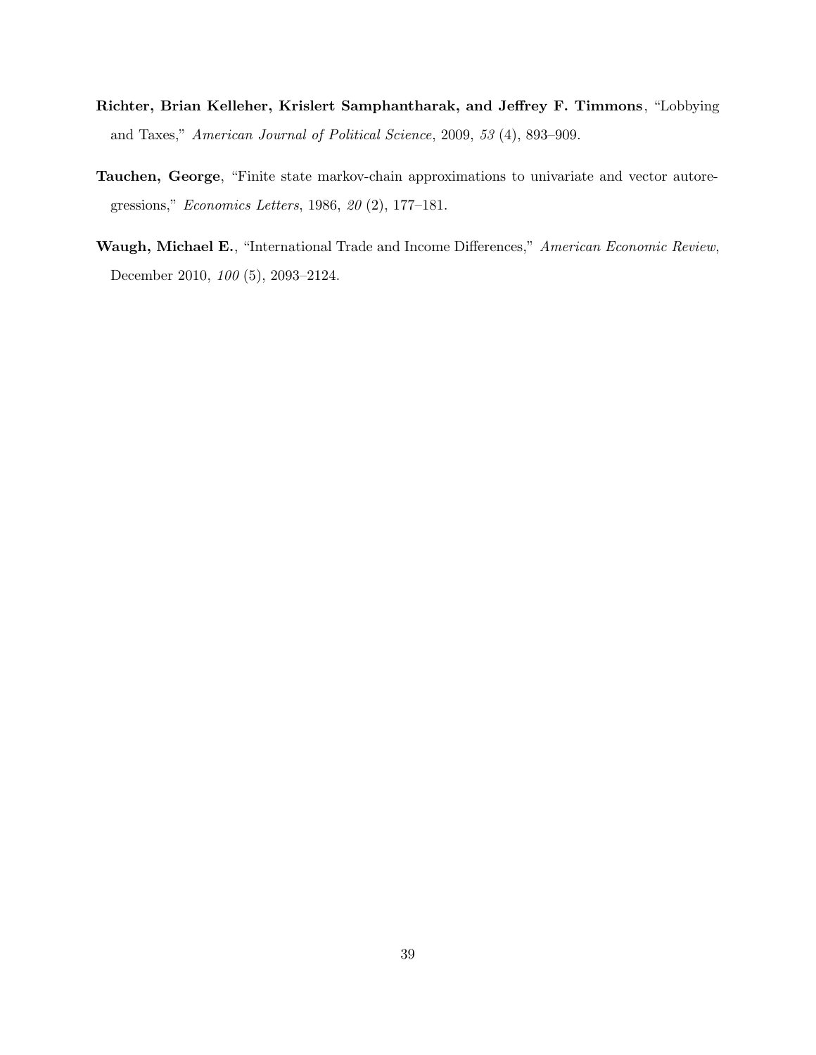**Richter, Brian Kelleher, Krislert Samphantharak, and Jeffrey F. Timmons**, "Lobbying and Taxes," *American Journal of Political Science*, 2009, *53* (4), 893–909.

**Tauchen, George**, "Finite state markov-chain approximations to univariate and vector autoregressions," *Economics Letters*, 1986, *20* (2), 177–181.

**Waugh, Michael E.**, "International Trade and Income Differences," *American Economic Review*, December 2010, *100* (5), 2093–2124.